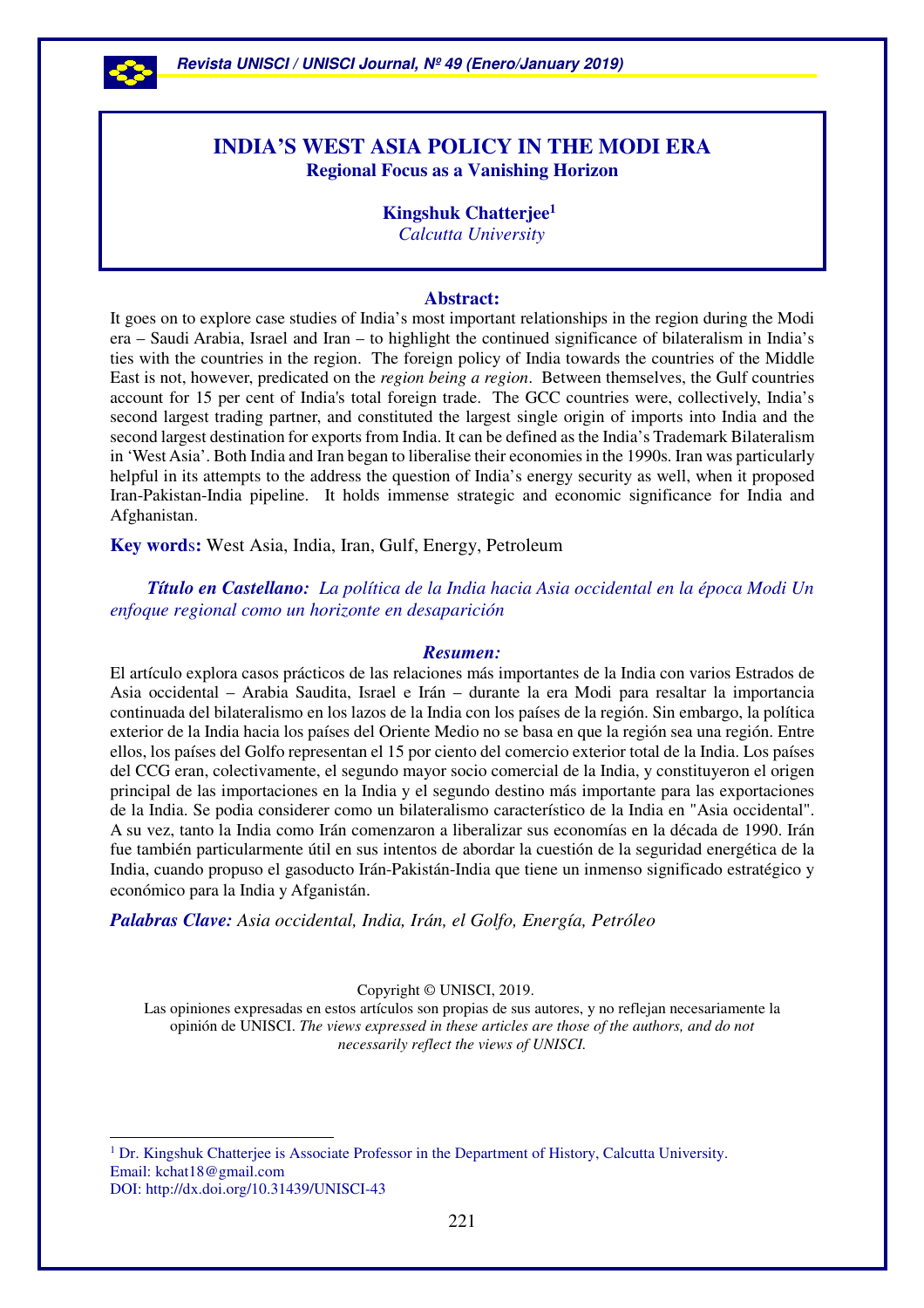# INDIA'S WEST ASIA POLICY IN THE MODI ERA

## Regional Focus as a Vanishing Horizon

**Kingshuk Chatterjee**[1]
*Calcutta University*

### Abstract:

It goes on to explore case studies of India's most important relationships in the region during the Modi era – Saudi Arabia, Israel and Iran – to highlight the continued significance of bilateralism in India's ties with the countries in the region. The foreign policy of India towards the countries of the Middle East is not, however, predicated on the *region being a region*. Between themselves, the Gulf countries account for 15 per cent of India's total foreign trade. The GCC countries were, collectively, India's second largest trading partner, and constituted the largest single origin of imports into India and the second largest destination for exports from India. It can be defined as the India's Trademark Bilateralism in 'West Asia'. Both India and Iran began to liberalise their economies in the 1990s. Iran was particularly helpful in its attempts to the address the question of India's energy security as well, when it proposed Iran-Pakistan-India pipeline. It holds immense strategic and economic significance for India and Afghanistan.

**Key words:** West Asia, India, Iran, Gulf, Energy, Petroleum

***Título en Castellano:*** *La política de la India hacia Asia occidental en la época Modi Un enfoque regional como un horizonte en desaparición*

### *Resumen:*

El artículo explora casos prácticos de las relaciones más importantes de la India con varios Estados de Asia occidental – Arabia Saudita, Israel e Irán – durante la era Modi para resaltar la importancia continuada del bilateralismo en los lazos de la India con los países de la región. Sin embargo, la política exterior de la India hacia los países del Oriente Medio no se basa en que la región sea una región. Entre ellos, los países del Golfo representan el 15 por ciento del comercio exterior total de la India. Los países del CCG eran, colectivamente, el segundo mayor socio comercial de la India, y constituyeron el origen principal de las importaciones en la India y el segundo destino más importante para las exportaciones de la India. Se podia considerer como un bilateralismo característico de la India en "Asia occidental". A su vez, tanto la India como Irán comenzaron a liberalizar sus economías en la década de 1990. Irán fue también particularmente útil en sus intentos de abordar la cuestión de la seguridad energética de la India, cuando propuso el gasoducto Irán-Pakistán-India que tiene un inmenso significado estratégico y económico para la India y Afganistán.

***Palabras Clave:*** *Asia occidental, India, Irán, el Golfo, Energía, Petróleo*

Copyright © UNISCI, 2019.
Las opiniones expresadas en estos artículos son propias de sus autores, y no reflejan necesariamente la opinión de UNISCI. *The views expressed in these articles are those of the authors, and do not necessarily reflect the views of UNISCI.*

---

[1] Dr. Kingshuk Chatterjee is Associate Professor in the Department of History, Calcutta University.
Email: kchat18@gmail.com
DOI: http://dx.doi.org/10.31439/UNISCI-43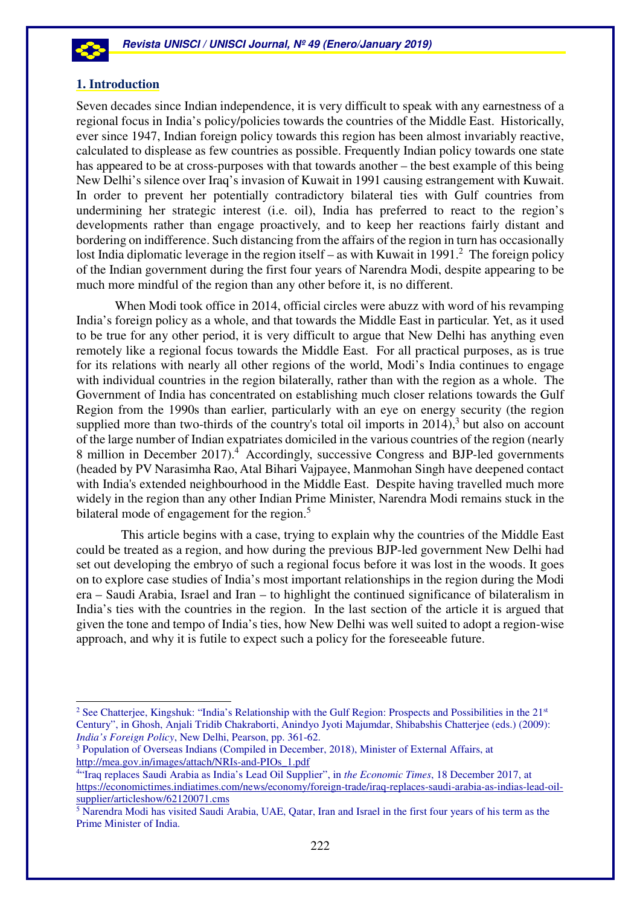## 1. Introduction

Seven decades since Indian independence, it is very difficult to speak with any earnestness of a regional focus in India's policy/policies towards the countries of the Middle East. Historically, ever since 1947, Indian foreign policy towards this region has been almost invariably reactive, calculated to displease as few countries as possible. Frequently Indian policy towards one state has appeared to be at cross-purposes with that towards another – the best example of this being New Delhi's silence over Iraq's invasion of Kuwait in 1991 causing estrangement with Kuwait. In order to prevent her potentially contradictory bilateral ties with Gulf countries from undermining her strategic interest (i.e. oil), India has preferred to react to the region's developments rather than engage proactively, and to keep her reactions fairly distant and bordering on indifference. Such distancing from the affairs of the region in turn has occasionally lost India diplomatic leverage in the region itself – as with Kuwait in 1991.[2] The foreign policy of the Indian government during the first four years of Narendra Modi, despite appearing to be much more mindful of the region than any other before it, is no different.

When Modi took office in 2014, official circles were abuzz with word of his revamping India's foreign policy as a whole, and that towards the Middle East in particular. Yet, as it used to be true for any other period, it is very difficult to argue that New Delhi has anything even remotely like a regional focus towards the Middle East. For all practical purposes, as is true for its relations with nearly all other regions of the world, Modi's India continues to engage with individual countries in the region bilaterally, rather than with the region as a whole. The Government of India has concentrated on establishing much closer relations towards the Gulf Region from the 1990s than earlier, particularly with an eye on energy security (the region supplied more than two-thirds of the country's total oil imports in 2014),[3] but also on account of the large number of Indian expatriates domiciled in the various countries of the region (nearly 8 million in December 2017).[4] Accordingly, successive Congress and BJP-led governments (headed by PV Narasimha Rao, Atal Bihari Vajpayee, Manmohan Singh have deepened contact with India's extended neighbourhood in the Middle East. Despite having travelled much more widely in the region than any other Indian Prime Minister, Narendra Modi remains stuck in the bilateral mode of engagement for the region.[5]

This article begins with a case, trying to explain why the countries of the Middle East could be treated as a region, and how during the previous BJP-led government New Delhi had set out developing the embryo of such a regional focus before it was lost in the woods. It goes on to explore case studies of India's most important relationships in the region during the Modi era – Saudi Arabia, Israel and Iran – to highlight the continued significance of bilateralism in India's ties with the countries in the region. In the last section of the article it is argued that given the tone and tempo of India's ties, how New Delhi was well suited to adopt a region-wise approach, and why it is futile to expect such a policy for the foreseeable future.

---

[2] See Chatterjee, Kingshuk: "India's Relationship with the Gulf Region: Prospects and Possibilities in the 21st Century", in Ghosh, Anjali Tridib Chakraborti, Anindyo Jyoti Majumdar, Shibabshis Chatterjee (eds.) (2009): *India's Foreign Policy*, New Delhi, Pearson, pp. 361-62.

[3] Population of Overseas Indians (Compiled in December, 2018), Minister of External Affairs, at http://mea.gov.in/images/attach/NRIs-and-PIOs_1.pdf

[4] "Iraq replaces Saudi Arabia as India's Lead Oil Supplier", in *the Economic Times*, 18 December 2017, at https://economictimes.indiatimes.com/news/economy/foreign-trade/iraq-replaces-saudi-arabia-as-indias-lead-oil-supplier/articleshow/62120071.cms

[5] Narendra Modi has visited Saudi Arabia, UAE, Qatar, Iran and Israel in the first four years of his term as the Prime Minister of India.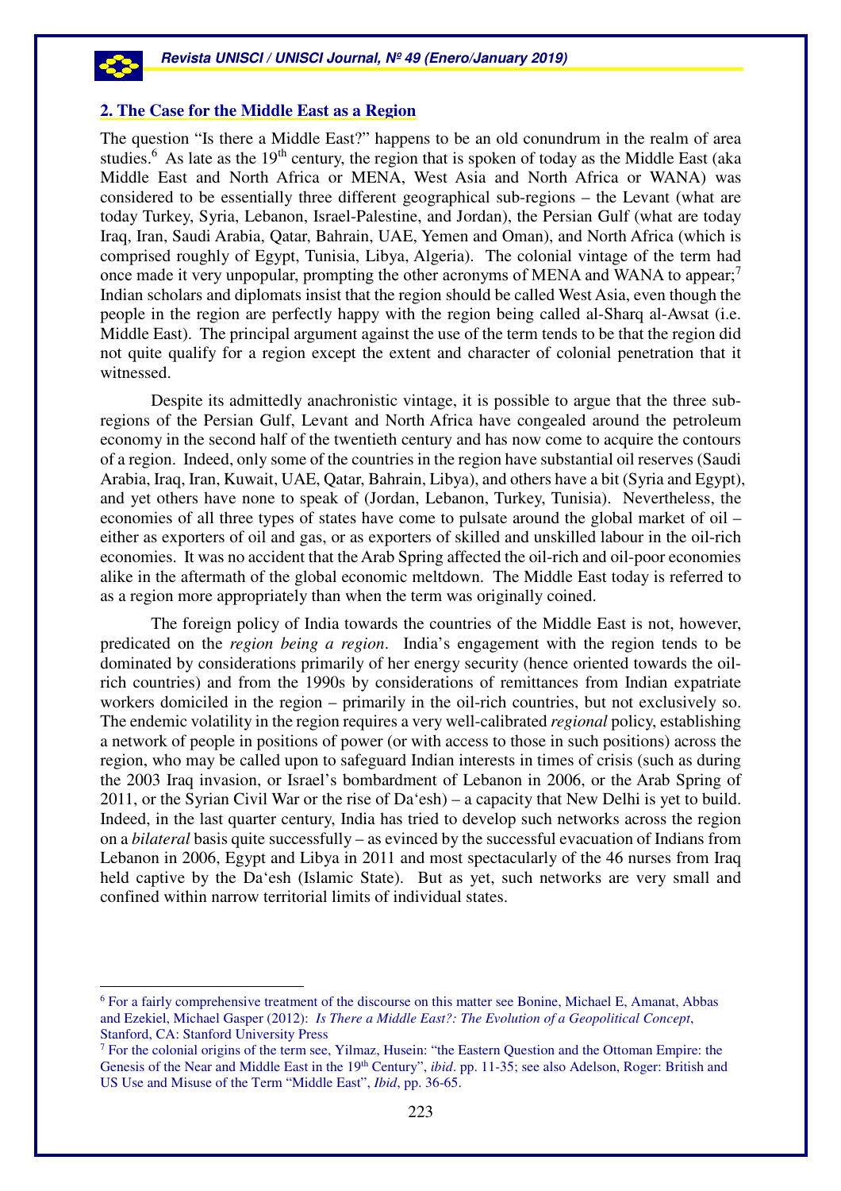## 2. The Case for the Middle East as a Region

The question "Is there a Middle East?" happens to be an old conundrum in the realm of area studies.[6] As late as the 19th century, the region that is spoken of today as the Middle East (aka Middle East and North Africa or MENA, West Asia and North Africa or WANA) was considered to be essentially three different geographical sub-regions – the Levant (what are today Turkey, Syria, Lebanon, Israel-Palestine, and Jordan), the Persian Gulf (what are today Iraq, Iran, Saudi Arabia, Qatar, Bahrain, UAE, Yemen and Oman), and North Africa (which is comprised roughly of Egypt, Tunisia, Libya, Algeria). The colonial vintage of the term had once made it very unpopular, prompting the other acronyms of MENA and WANA to appear;[7] Indian scholars and diplomats insist that the region should be called West Asia, even though the people in the region are perfectly happy with the region being called al-Sharq al-Awsat (i.e. Middle East). The principal argument against the use of the term tends to be that the region did not quite qualify for a region except the extent and character of colonial penetration that it witnessed.

Despite its admittedly anachronistic vintage, it is possible to argue that the three sub-regions of the Persian Gulf, Levant and North Africa have congealed around the petroleum economy in the second half of the twentieth century and has now come to acquire the contours of a region. Indeed, only some of the countries in the region have substantial oil reserves (Saudi Arabia, Iraq, Iran, Kuwait, UAE, Qatar, Bahrain, Libya), and others have a bit (Syria and Egypt), and yet others have none to speak of (Jordan, Lebanon, Turkey, Tunisia). Nevertheless, the economies of all three types of states have come to pulsate around the global market of oil – either as exporters of oil and gas, or as exporters of skilled and unskilled labour in the oil-rich economies. It was no accident that the Arab Spring affected the oil-rich and oil-poor economies alike in the aftermath of the global economic meltdown. The Middle East today is referred to as a region more appropriately than when the term was originally coined.

The foreign policy of India towards the countries of the Middle East is not, however, predicated on the *region being a region*. India's engagement with the region tends to be dominated by considerations primarily of her energy security (hence oriented towards the oil-rich countries) and from the 1990s by considerations of remittances from Indian expatriate workers domiciled in the region – primarily in the oil-rich countries, but not exclusively so. The endemic volatility in the region requires a very well-calibrated *regional* policy, establishing a network of people in positions of power (or with access to those in such positions) across the region, who may be called upon to safeguard Indian interests in times of crisis (such as during the 2003 Iraq invasion, or Israel's bombardment of Lebanon in 2006, or the Arab Spring of 2011, or the Syrian Civil War or the rise of Da'esh) – a capacity that New Delhi is yet to build. Indeed, in the last quarter century, India has tried to develop such networks across the region on a *bilateral* basis quite successfully – as evinced by the successful evacuation of Indians from Lebanon in 2006, Egypt and Libya in 2011 and most spectacularly of the 46 nurses from Iraq held captive by the Da'esh (Islamic State). But as yet, such networks are very small and confined within narrow territorial limits of individual states.

---

[6] For a fairly comprehensive treatment of the discourse on this matter see Bonine, Michael E, Amanat, Abbas and Ezekiel, Michael Gasper (2012): *Is There a Middle East?: The Evolution of a Geopolitical Concept*, Stanford, CA: Stanford University Press

[7] For the colonial origins of the term see, Yilmaz, Husein: "the Eastern Question and the Ottoman Empire: the Genesis of the Near and Middle East in the 19th Century", *ibid*. pp. 11-35; see also Adelson, Roger: British and US Use and Misuse of the Term "Middle East", *Ibid*, pp. 36-65.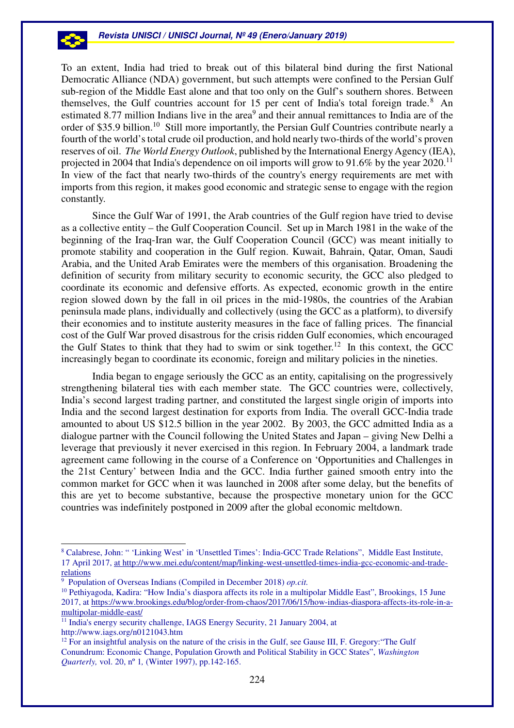To an extent, India had tried to break out of this bilateral bind during the first National Democratic Alliance (NDA) government, but such attempts were confined to the Persian Gulf sub-region of the Middle East alone and that too only on the Gulf's southern shores. Between themselves, the Gulf countries account for 15 per cent of India's total foreign trade.[8] An estimated 8.77 million Indians live in the area[9] and their annual remittances to India are of the order of \$35.9 billion.[10] Still more importantly, the Persian Gulf Countries contribute nearly a fourth of the world's total crude oil production, and hold nearly two-thirds of the world's proven reserves of oil. *The World Energy Outlook*, published by the International Energy Agency (IEA), projected in 2004 that India's dependence on oil imports will grow to 91.6% by the year 2020.[11] In view of the fact that nearly two-thirds of the country's energy requirements are met with imports from this region, it makes good economic and strategic sense to engage with the region constantly.

Since the Gulf War of 1991, the Arab countries of the Gulf region have tried to devise as a collective entity – the Gulf Cooperation Council. Set up in March 1981 in the wake of the beginning of the Iraq-Iran war, the Gulf Cooperation Council (GCC) was meant initially to promote stability and cooperation in the Gulf region. Kuwait, Bahrain, Qatar, Oman, Saudi Arabia, and the United Arab Emirates were the members of this organisation. Broadening the definition of security from military security to economic security, the GCC also pledged to coordinate its economic and defensive efforts. As expected, economic growth in the entire region slowed down by the fall in oil prices in the mid-1980s, the countries of the Arabian peninsula made plans, individually and collectively (using the GCC as a platform), to diversify their economies and to institute austerity measures in the face of falling prices. The financial cost of the Gulf War proved disastrous for the crisis ridden Gulf economies, which encouraged the Gulf States to think that they had to swim or sink together.[12] In this context, the GCC increasingly began to coordinate its economic, foreign and military policies in the nineties.

India began to engage seriously the GCC as an entity, capitalising on the progressively strengthening bilateral ties with each member state. The GCC countries were, collectively, India's second largest trading partner, and constituted the largest single origin of imports into India and the second largest destination for exports from India. The overall GCC-India trade amounted to about US \$12.5 billion in the year 2002. By 2003, the GCC admitted India as a dialogue partner with the Council following the United States and Japan – giving New Delhi a leverage that previously it never exercised in this region. In February 2004, a landmark trade agreement came following in the course of a Conference on 'Opportunities and Challenges in the 21st Century' between India and the GCC. India further gained smooth entry into the common market for GCC when it was launched in 2008 after some delay, but the benefits of this are yet to become substantive, because the prospective monetary union for the GCC countries was indefinitely postponed in 2009 after the global economic meltdown.

---

[8] Calabrese, John: " 'Linking West' in 'Unsettled Times': India-GCC Trade Relations", Middle East Institute, 17 April 2017, at http://www.mei.edu/content/map/linking-west-unsettled-times-india-gcc-economic-and-trade-relations

[9] Population of Overseas Indians (Compiled in December 2018) *op.cit.*

[10] Pethiyagoda, Kadira: "How India's diaspora affects its role in a multipolar Middle East", Brookings, 15 June 2017, at https://www.brookings.edu/blog/order-from-chaos/2017/06/15/how-indias-diaspora-affects-its-role-in-a-multipolar-middle-east/

[11] India's energy security challenge, IAGS Energy Security, 21 January 2004, at http://www.iags.org/n0121043.htm

[12] For an insightful analysis on the nature of the crisis in the Gulf, see Gause III, F. Gregory:"The Gulf Conundrum: Economic Change, Population Growth and Political Stability in GCC States", *Washington Quarterly,* vol. 20, nº 1, (Winter 1997), pp.142-165.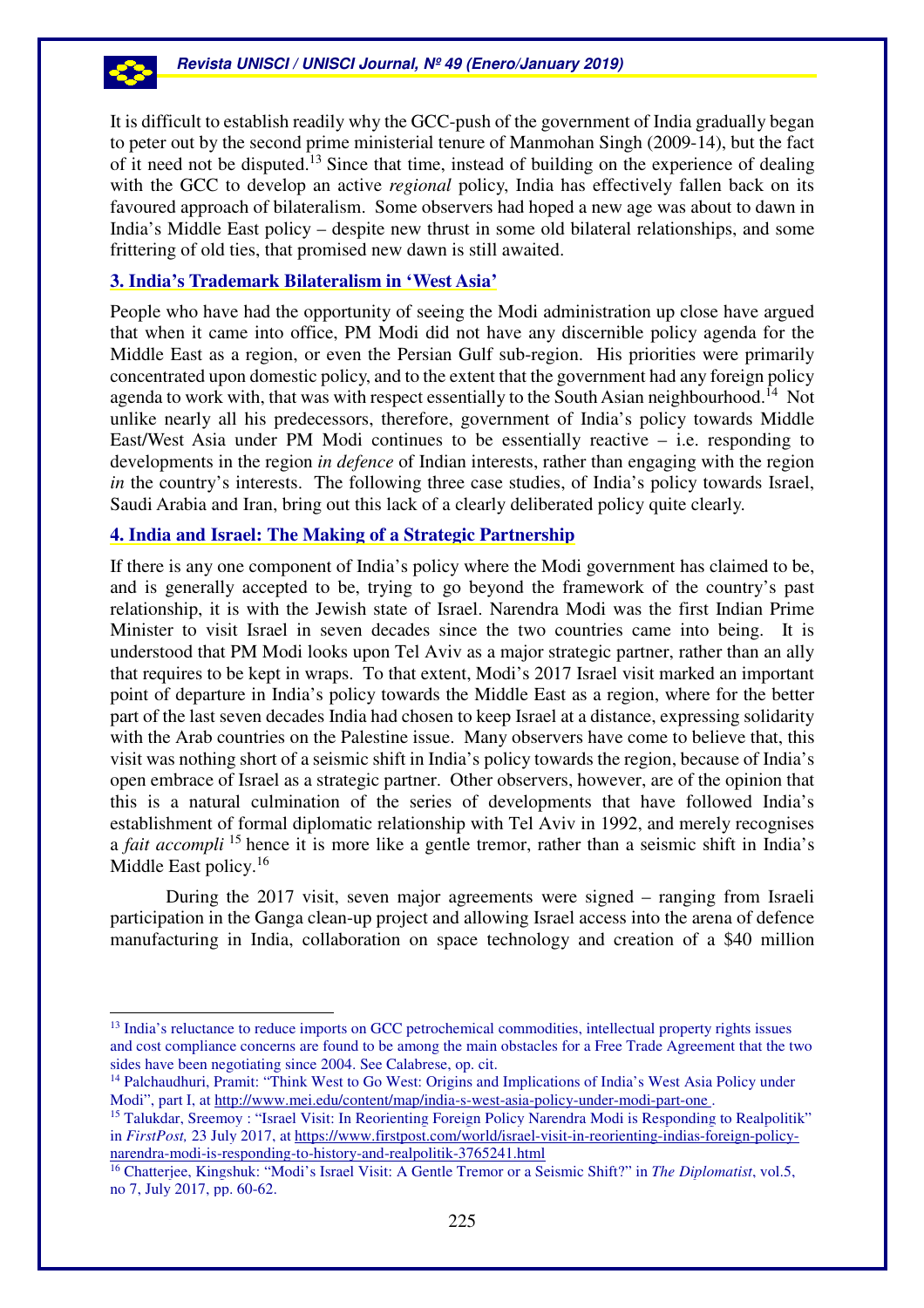It is difficult to establish readily why the GCC-push of the government of India gradually began to peter out by the second prime ministerial tenure of Manmohan Singh (2009-14), but the fact of it need not be disputed.[13] Since that time, instead of building on the experience of dealing with the GCC to develop an active *regional* policy, India has effectively fallen back on its favoured approach of bilateralism. Some observers had hoped a new age was about to dawn in India's Middle East policy – despite new thrust in some old bilateral relationships, and some frittering of old ties, that promised new dawn is still awaited.

## 3. India's Trademark Bilateralism in 'West Asia'

People who have had the opportunity of seeing the Modi administration up close have argued that when it came into office, PM Modi did not have any discernible policy agenda for the Middle East as a region, or even the Persian Gulf sub-region. His priorities were primarily concentrated upon domestic policy, and to the extent that the government had any foreign policy agenda to work with, that was with respect essentially to the South Asian neighbourhood.[14] Not unlike nearly all his predecessors, therefore, government of India's policy towards Middle East/West Asia under PM Modi continues to be essentially reactive – i.e. responding to developments in the region *in defence* of Indian interests, rather than engaging with the region *in* the country's interests. The following three case studies, of India's policy towards Israel, Saudi Arabia and Iran, bring out this lack of a clearly deliberated policy quite clearly.

## 4. India and Israel: The Making of a Strategic Partnership

If there is any one component of India's policy where the Modi government has claimed to be, and is generally accepted to be, trying to go beyond the framework of the country's past relationship, it is with the Jewish state of Israel. Narendra Modi was the first Indian Prime Minister to visit Israel in seven decades since the two countries came into being. It is understood that PM Modi looks upon Tel Aviv as a major strategic partner, rather than an ally that requires to be kept in wraps. To that extent, Modi's 2017 Israel visit marked an important point of departure in India's policy towards the Middle East as a region, where for the better part of the last seven decades India had chosen to keep Israel at a distance, expressing solidarity with the Arab countries on the Palestine issue. Many observers have come to believe that, this visit was nothing short of a seismic shift in India's policy towards the region, because of India's open embrace of Israel as a strategic partner. Other observers, however, are of the opinion that this is a natural culmination of the series of developments that have followed India's establishment of formal diplomatic relationship with Tel Aviv in 1992, and merely recognises a *fait accompli* [15] hence it is more like a gentle tremor, rather than a seismic shift in India's Middle East policy.[16]

During the 2017 visit, seven major agreements were signed – ranging from Israeli participation in the Ganga clean-up project and allowing Israel access into the arena of defence manufacturing in India, collaboration on space technology and creation of a $40 million

---

[13] India's reluctance to reduce imports on GCC petrochemical commodities, intellectual property rights issues and cost compliance concerns are found to be among the main obstacles for a Free Trade Agreement that the two sides have been negotiating since 2004. See Calabrese, op. cit.

[14] Palchaudhuri, Pramit: "Think West to Go West: Origins and Implications of India's West Asia Policy under Modi", part I, at http://www.mei.edu/content/map/india-s-west-asia-policy-under-modi-part-one .

[15] Talukdar, Sreemoy : "Israel Visit: In Reorienting Foreign Policy Narendra Modi is Responding to Realpolitik" in *FirstPost,* 23 July 2017, at https://www.firstpost.com/world/israel-visit-in-reorienting-indias-foreign-policy-narendra-modi-is-responding-to-history-and-realpolitik-3765241.html

[16] Chatterjee, Kingshuk: "Modi's Israel Visit: A Gentle Tremor or a Seismic Shift?" in *The Diplomatist*, vol.5, no 7, July 2017, pp. 60-62.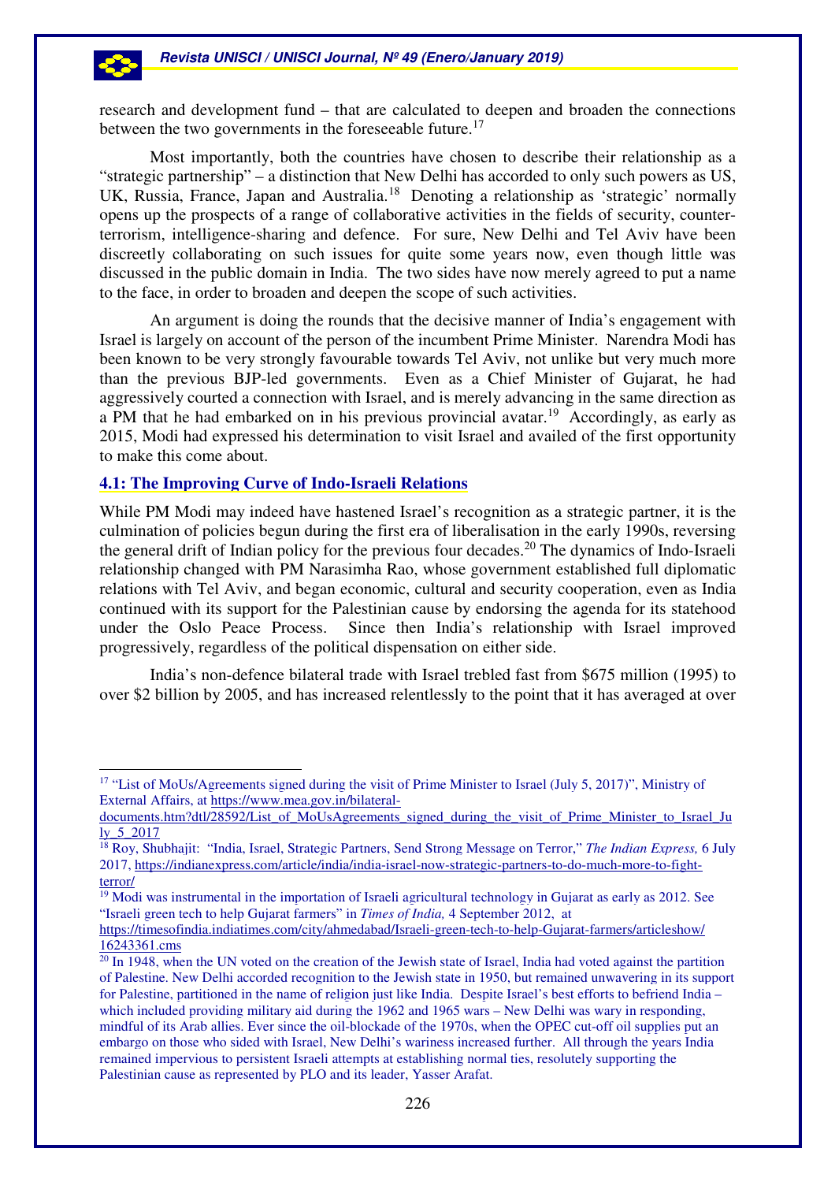research and development fund – that are calculated to deepen and broaden the connections between the two governments in the foreseeable future.[17]

Most importantly, both the countries have chosen to describe their relationship as a "strategic partnership" – a distinction that New Delhi has accorded to only such powers as US, UK, Russia, France, Japan and Australia.[18] Denoting a relationship as 'strategic' normally opens up the prospects of a range of collaborative activities in the fields of security, counter-terrorism, intelligence-sharing and defence. For sure, New Delhi and Tel Aviv have been discreetly collaborating on such issues for quite some years now, even though little was discussed in the public domain in India. The two sides have now merely agreed to put a name to the face, in order to broaden and deepen the scope of such activities.

An argument is doing the rounds that the decisive manner of India's engagement with Israel is largely on account of the person of the incumbent Prime Minister. Narendra Modi has been known to be very strongly favourable towards Tel Aviv, not unlike but very much more than the previous BJP-led governments. Even as a Chief Minister of Gujarat, he had aggressively courted a connection with Israel, and is merely advancing in the same direction as a PM that he had embarked on in his previous provincial avatar.[19] Accordingly, as early as 2015, Modi had expressed his determination to visit Israel and availed of the first opportunity to make this come about.

### 4.1: The Improving Curve of Indo-Israeli Relations

While PM Modi may indeed have hastened Israel's recognition as a strategic partner, it is the culmination of policies begun during the first era of liberalisation in the early 1990s, reversing the general drift of Indian policy for the previous four decades.[20] The dynamics of Indo-Israeli relationship changed with PM Narasimha Rao, whose government established full diplomatic relations with Tel Aviv, and began economic, cultural and security cooperation, even as India continued with its support for the Palestinian cause by endorsing the agenda for its statehood under the Oslo Peace Process. Since then India's relationship with Israel improved progressively, regardless of the political dispensation on either side.

India's non-defence bilateral trade with Israel trebled fast from $675 million (1995) to over $2 billion by 2005, and has increased relentlessly to the point that it has averaged at over

---

[17] "List of MoUs/Agreements signed during the visit of Prime Minister to Israel (July 5, 2017)", Ministry of External Affairs, at https://www.mea.gov.in/bilateral-documents.htm?dtl/28592/List_of_MoUsAgreements_signed_during_the_visit_of_Prime_Minister_to_Israel_July_5_2017

[18] Roy, Shubhajit: "India, Israel, Strategic Partners, Send Strong Message on Terror," *The Indian Express,* 6 July 2017, https://indianexpress.com/article/india/india-israel-now-strategic-partners-to-do-much-more-to-fight-terror/

[19] Modi was instrumental in the importation of Israeli agricultural technology in Gujarat as early as 2012. See "Israeli green tech to help Gujarat farmers" in *Times of India,* 4 September 2012, at https://timesofindia.indiatimes.com/city/ahmedabad/Israeli-green-tech-to-help-Gujarat-farmers/articleshow/16243361.cms

[20] In 1948, when the UN voted on the creation of the Jewish state of Israel, India had voted against the partition of Palestine. New Delhi accorded recognition to the Jewish state in 1950, but remained unwavering in its support for Palestine, partitioned in the name of religion just like India. Despite Israel's best efforts to befriend India – which included providing military aid during the 1962 and 1965 wars – New Delhi was wary in responding, mindful of its Arab allies. Ever since the oil-blockade of the 1970s, when the OPEC cut-off oil supplies put an embargo on those who sided with Israel, New Delhi's wariness increased further. All through the years India remained impervious to persistent Israeli attempts at establishing normal ties, resolutely supporting the Palestinian cause as represented by PLO and its leader, Yasser Arafat.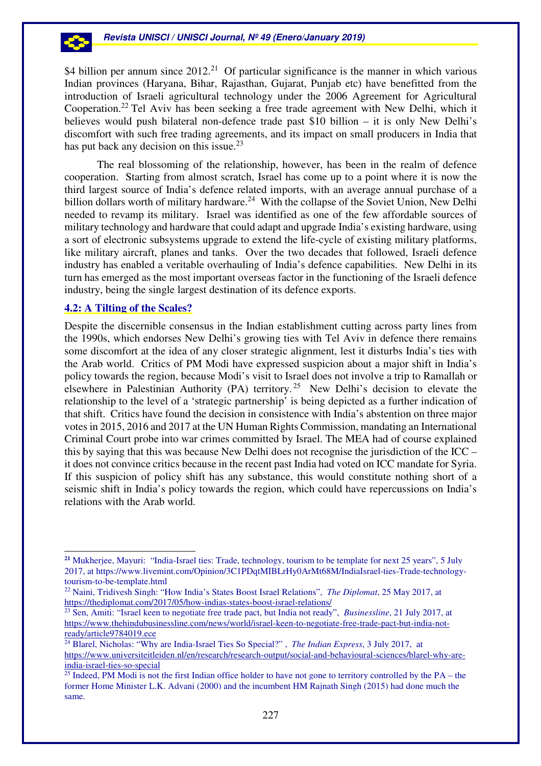\$4 billion per annum since 2012.[21] Of particular significance is the manner in which various Indian provinces (Haryana, Bihar, Rajasthan, Gujarat, Punjab etc) have benefitted from the introduction of Israeli agricultural technology under the 2006 Agreement for Agricultural Cooperation.[22] Tel Aviv has been seeking a free trade agreement with New Delhi, which it believes would push bilateral non-defence trade past \$10 billion – it is only New Delhi's discomfort with such free trading agreements, and its impact on small producers in India that has put back any decision on this issue.[23]

The real blossoming of the relationship, however, has been in the realm of defence cooperation. Starting from almost scratch, Israel has come up to a point where it is now the third largest source of India's defence related imports, with an average annual purchase of a billion dollars worth of military hardware.[24] With the collapse of the Soviet Union, New Delhi needed to revamp its military. Israel was identified as one of the few affordable sources of military technology and hardware that could adapt and upgrade India's existing hardware, using a sort of electronic subsystems upgrade to extend the life-cycle of existing military platforms, like military aircraft, planes and tanks. Over the two decades that followed, Israeli defence industry has enabled a veritable overhauling of India's defence capabilities. New Delhi in its turn has emerged as the most important overseas factor in the functioning of the Israeli defence industry, being the single largest destination of its defence exports.

### 4.2: A Tilting of the Scales?

Despite the discernible consensus in the Indian establishment cutting across party lines from the 1990s, which endorses New Delhi's growing ties with Tel Aviv in defence there remains some discomfort at the idea of any closer strategic alignment, lest it disturbs India's ties with the Arab world. Critics of PM Modi have expressed suspicion about a major shift in India's policy towards the region, because Modi's visit to Israel does not involve a trip to Ramallah or elsewhere in Palestinian Authority (PA) territory.[25] New Delhi's decision to elevate the relationship to the level of a 'strategic partnership' is being depicted as a further indication of that shift. Critics have found the decision in consistence with India's abstention on three major votes in 2015, 2016 and 2017 at the UN Human Rights Commission, mandating an International Criminal Court probe into war crimes committed by Israel. The MEA had of course explained this by saying that this was because New Delhi does not recognise the jurisdiction of the ICC – it does not convince critics because in the recent past India had voted on ICC mandate for Syria. If this suspicion of policy shift has any substance, this would constitute nothing short of a seismic shift in India's policy towards the region, which could have repercussions on India's relations with the Arab world.

---

[21] Mukherjee, Mayuri: "India-Israel ties: Trade, technology, tourism to be template for next 25 years", 5 July 2017, at https://www.livemint.com/Opinion/3C1PDqtMIBLrHy0ArMt68M/IndiaIsrael-ties-Trade-technology-tourism-to-be-template.html

[22] Naini, Tridivesh Singh: "How India's States Boost Israel Relations", *The Diplomat*, 25 May 2017, at https://thediplomat.com/2017/05/how-indias-states-boost-israel-relations/

[23] Sen, Amiti: "Israel keen to negotiate free trade pact, but India not ready", *Businessline*, 21 July 2017, at https://www.thehindubusinessline.com/news/world/israel-keen-to-negotiate-free-trade-pact-but-india-not-ready/article9784019.ece

[24] Blarel, Nicholas: "Why are India-Israel Ties So Special?" , *The Indian Express*, 3 July 2017, at https://www.universiteitleiden.nl/en/research/research-output/social-and-behavioural-sciences/blarel-why-are-india-israel-ties-so-special

[25] Indeed, PM Modi is not the first Indian office holder to have not gone to territory controlled by the PA – the former Home Minister L.K. Advani (2000) and the incumbent HM Rajnath Singh (2015) had done much the same.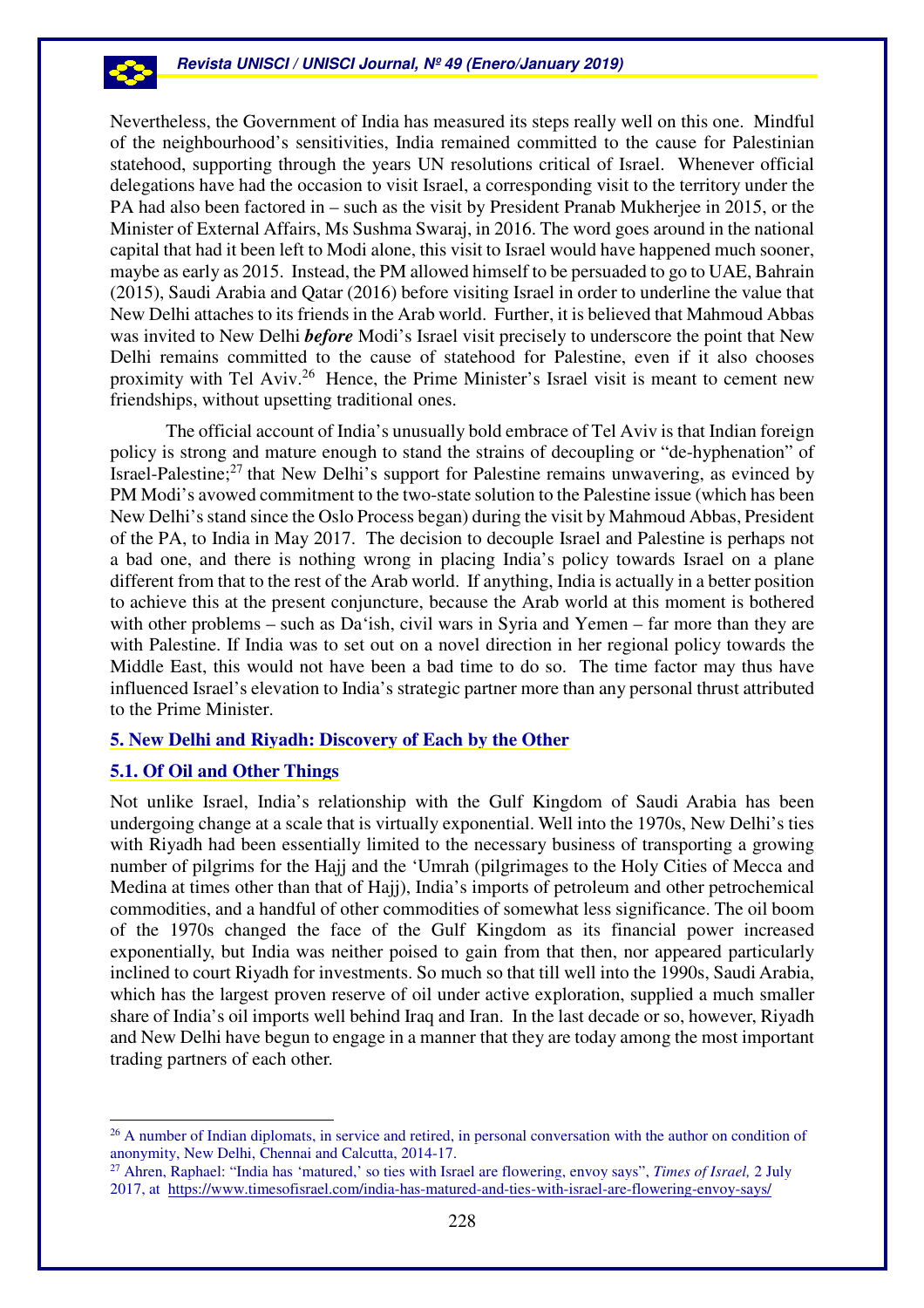Nevertheless, the Government of India has measured its steps really well on this one. Mindful of the neighbourhood's sensitivities, India remained committed to the cause for Palestinian statehood, supporting through the years UN resolutions critical of Israel. Whenever official delegations have had the occasion to visit Israel, a corresponding visit to the territory under the PA had also been factored in – such as the visit by President Pranab Mukherjee in 2015, or the Minister of External Affairs, Ms Sushma Swaraj, in 2016. The word goes around in the national capital that had it been left to Modi alone, this visit to Israel would have happened much sooner, maybe as early as 2015. Instead, the PM allowed himself to be persuaded to go to UAE, Bahrain (2015), Saudi Arabia and Qatar (2016) before visiting Israel in order to underline the value that New Delhi attaches to its friends in the Arab world. Further, it is believed that Mahmoud Abbas was invited to New Delhi ***before*** Modi's Israel visit precisely to underscore the point that New Delhi remains committed to the cause of statehood for Palestine, even if it also chooses proximity with Tel Aviv.[26] Hence, the Prime Minister's Israel visit is meant to cement new friendships, without upsetting traditional ones.

The official account of India's unusually bold embrace of Tel Aviv is that Indian foreign policy is strong and mature enough to stand the strains of decoupling or "de-hyphenation" of Israel-Palestine;[27] that New Delhi's support for Palestine remains unwavering, as evinced by PM Modi's avowed commitment to the two-state solution to the Palestine issue (which has been New Delhi's stand since the Oslo Process began) during the visit by Mahmoud Abbas, President of the PA, to India in May 2017. The decision to decouple Israel and Palestine is perhaps not a bad one, and there is nothing wrong in placing India's policy towards Israel on a plane different from that to the rest of the Arab world. If anything, India is actually in a better position to achieve this at the present conjuncture, because the Arab world at this moment is bothered with other problems – such as Da'ish, civil wars in Syria and Yemen – far more than they are with Palestine. If India was to set out on a novel direction in her regional policy towards the Middle East, this would not have been a bad time to do so. The time factor may thus have influenced Israel's elevation to India's strategic partner more than any personal thrust attributed to the Prime Minister.

## 5. New Delhi and Riyadh: Discovery of Each by the Other

### 5.1. Of Oil and Other Things

Not unlike Israel, India's relationship with the Gulf Kingdom of Saudi Arabia has been undergoing change at a scale that is virtually exponential. Well into the 1970s, New Delhi's ties with Riyadh had been essentially limited to the necessary business of transporting a growing number of pilgrims for the Hajj and the 'Umrah (pilgrimages to the Holy Cities of Mecca and Medina at times other than that of Hajj), India's imports of petroleum and other petrochemical commodities, and a handful of other commodities of somewhat less significance. The oil boom of the 1970s changed the face of the Gulf Kingdom as its financial power increased exponentially, but India was neither poised to gain from that then, nor appeared particularly inclined to court Riyadh for investments. So much so that till well into the 1990s, Saudi Arabia, which has the largest proven reserve of oil under active exploration, supplied a much smaller share of India's oil imports well behind Iraq and Iran. In the last decade or so, however, Riyadh and New Delhi have begun to engage in a manner that they are today among the most important trading partners of each other.

---

[26] A number of Indian diplomats, in service and retired, in personal conversation with the author on condition of anonymity, New Delhi, Chennai and Calcutta, 2014-17.

[27] Ahren, Raphael: "India has 'matured,' so ties with Israel are flowering, envoy says", *Times of Israel,* 2 July 2017, at https://www.timesofisrael.com/india-has-matured-and-ties-with-israel-are-flowering-envoy-says/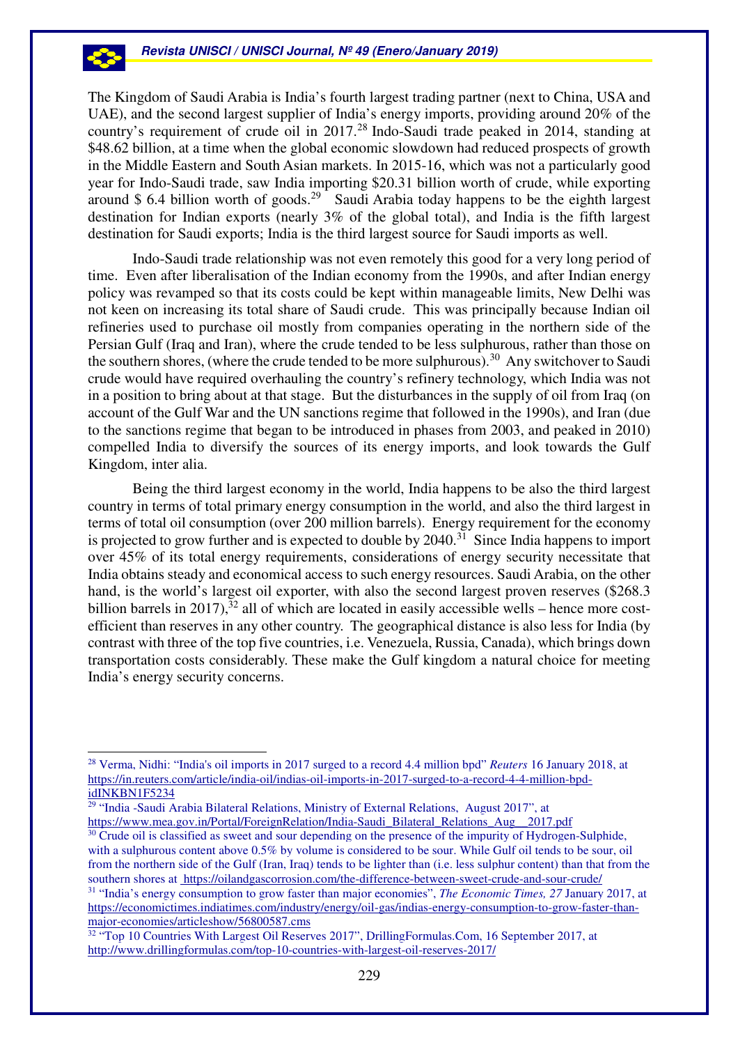The Kingdom of Saudi Arabia is India's fourth largest trading partner (next to China, USA and UAE), and the second largest supplier of India's energy imports, providing around 20% of the country's requirement of crude oil in 2017.[28] Indo-Saudi trade peaked in 2014, standing at $48.62 billion, at a time when the global economic slowdown had reduced prospects of growth in the Middle Eastern and South Asian markets. In 2015-16, which was not a particularly good year for Indo-Saudi trade, saw India importing $20.31 billion worth of crude, while exporting around $ 6.4 billion worth of goods.[29] Saudi Arabia today happens to be the eighth largest destination for Indian exports (nearly 3% of the global total), and India is the fifth largest destination for Saudi exports; India is the third largest source for Saudi imports as well.

Indo-Saudi trade relationship was not even remotely this good for a very long period of time. Even after liberalisation of the Indian economy from the 1990s, and after Indian energy policy was revamped so that its costs could be kept within manageable limits, New Delhi was not keen on increasing its total share of Saudi crude. This was principally because Indian oil refineries used to purchase oil mostly from companies operating in the northern side of the Persian Gulf (Iraq and Iran), where the crude tended to be less sulphurous, rather than those on the southern shores, (where the crude tended to be more sulphurous).[30] Any switchover to Saudi crude would have required overhauling the country's refinery technology, which India was not in a position to bring about at that stage. But the disturbances in the supply of oil from Iraq (on account of the Gulf War and the UN sanctions regime that followed in the 1990s), and Iran (due to the sanctions regime that began to be introduced in phases from 2003, and peaked in 2010) compelled India to diversify the sources of its energy imports, and look towards the Gulf Kingdom, inter alia.

Being the third largest economy in the world, India happens to be also the third largest country in terms of total primary energy consumption in the world, and also the third largest in terms of total oil consumption (over 200 million barrels). Energy requirement for the economy is projected to grow further and is expected to double by 2040.[31] Since India happens to import over 45% of its total energy requirements, considerations of energy security necessitate that India obtains steady and economical access to such energy resources. Saudi Arabia, on the other hand, is the world's largest oil exporter, with also the second largest proven reserves ($268.3 billion barrels in 2017),[32] all of which are located in easily accessible wells – hence more cost-efficient than reserves in any other country. The geographical distance is also less for India (by contrast with three of the top five countries, i.e. Venezuela, Russia, Canada), which brings down transportation costs considerably. These make the Gulf kingdom a natural choice for meeting India's energy security concerns.

---

[28] Verma, Nidhi: "India's oil imports in 2017 surged to a record 4.4 million bpd" *Reuters* 16 January 2018, at https://in.reuters.com/article/india-oil/indias-oil-imports-in-2017-surged-to-a-record-4-4-million-bpd-idINKBN1F5234

[29] "India -Saudi Arabia Bilateral Relations, Ministry of External Relations, August 2017", at https://www.mea.gov.in/Portal/ForeignRelation/India-Saudi_Bilateral_Relations_Aug__2017.pdf

[30] Crude oil is classified as sweet and sour depending on the presence of the impurity of Hydrogen-Sulphide, with a sulphurous content above 0.5% by volume is considered to be sour. While Gulf oil tends to be sour, oil from the northern side of the Gulf (Iran, Iraq) tends to be lighter than (i.e. less sulphur content) than that from the southern shores at https://oilandgascorrosion.com/the-difference-between-sweet-crude-and-sour-crude/

[31] "India's energy consumption to grow faster than major economies", *The Economic Times, 27* January 2017, at https://economictimes.indiatimes.com/industry/energy/oil-gas/indias-energy-consumption-to-grow-faster-than-major-economies/articleshow/56800587.cms

[32] "Top 10 Countries With Largest Oil Reserves 2017", DrillingFormulas.Com, 16 September 2017, at http://www.drillingformulas.com/top-10-countries-with-largest-oil-reserves-2017/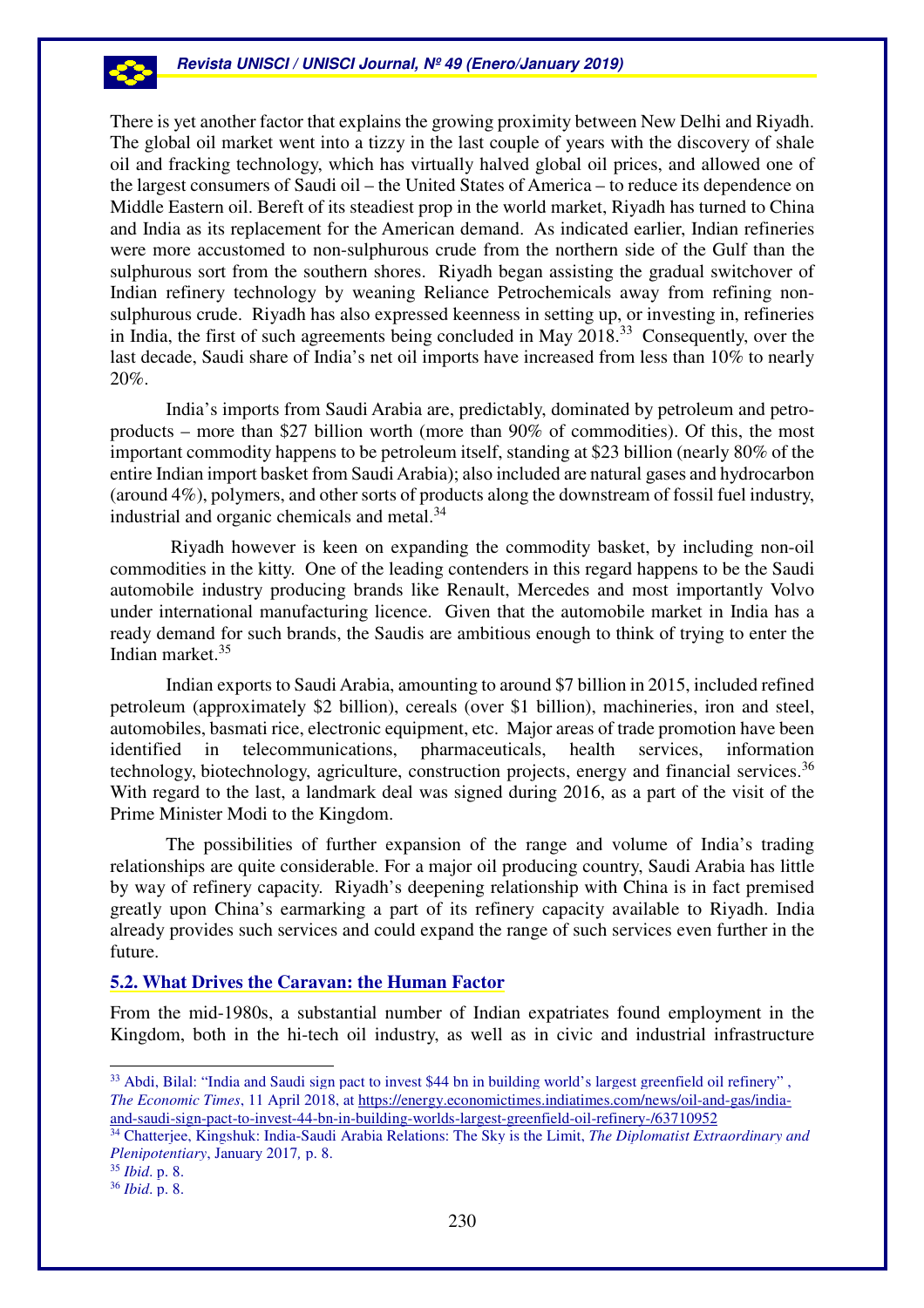There is yet another factor that explains the growing proximity between New Delhi and Riyadh. The global oil market went into a tizzy in the last couple of years with the discovery of shale oil and fracking technology, which has virtually halved global oil prices, and allowed one of the largest consumers of Saudi oil – the United States of America – to reduce its dependence on Middle Eastern oil. Bereft of its steadiest prop in the world market, Riyadh has turned to China and India as its replacement for the American demand. As indicated earlier, Indian refineries were more accustomed to non-sulphurous crude from the northern side of the Gulf than the sulphurous sort from the southern shores. Riyadh began assisting the gradual switchover of Indian refinery technology by weaning Reliance Petrochemicals away from refining non-sulphurous crude. Riyadh has also expressed keenness in setting up, or investing in, refineries in India, the first of such agreements being concluded in May 2018.[33] Consequently, over the last decade, Saudi share of India's net oil imports have increased from less than 10% to nearly 20%.

India's imports from Saudi Arabia are, predictably, dominated by petroleum and petro-products – more than $27 billion worth (more than 90% of commodities). Of this, the most important commodity happens to be petroleum itself, standing at $23 billion (nearly 80% of the entire Indian import basket from Saudi Arabia); also included are natural gases and hydrocarbon (around 4%), polymers, and other sorts of products along the downstream of fossil fuel industry, industrial and organic chemicals and metal.[34]

Riyadh however is keen on expanding the commodity basket, by including non-oil commodities in the kitty. One of the leading contenders in this regard happens to be the Saudi automobile industry producing brands like Renault, Mercedes and most importantly Volvo under international manufacturing licence. Given that the automobile market in India has a ready demand for such brands, the Saudis are ambitious enough to think of trying to enter the Indian market.[35]

Indian exports to Saudi Arabia, amounting to around $7 billion in 2015, included refined petroleum (approximately $2 billion), cereals (over $1 billion), machineries, iron and steel, automobiles, basmati rice, electronic equipment, etc. Major areas of trade promotion have been identified in telecommunications, pharmaceuticals, health services, information technology, biotechnology, agriculture, construction projects, energy and financial services.[36] With regard to the last, a landmark deal was signed during 2016, as a part of the visit of the Prime Minister Modi to the Kingdom.

The possibilities of further expansion of the range and volume of India's trading relationships are quite considerable. For a major oil producing country, Saudi Arabia has little by way of refinery capacity. Riyadh's deepening relationship with China is in fact premised greatly upon China's earmarking a part of its refinery capacity available to Riyadh. India already provides such services and could expand the range of such services even further in the future.

### 5.2. What Drives the Caravan: the Human Factor

From the mid-1980s, a substantial number of Indian expatriates found employment in the Kingdom, both in the hi-tech oil industry, as well as in civic and industrial infrastructure

---

[33] Abdi, Bilal: "India and Saudi sign pact to invest $44 bn in building world's largest greenfield oil refinery", *The Economic Times*, 11 April 2018, at https://energy.economictimes.indiatimes.com/news/oil-and-gas/india-and-saudi-sign-pact-to-invest-44-bn-in-building-worlds-largest-greenfield-oil-refinery-/63710952

[34] Chatterjee, Kingshuk: India-Saudi Arabia Relations: The Sky is the Limit, *The Diplomatist Extraordinary and Plenipotentiary*, January 2017, p. 8.

[35] *Ibid*. p. 8.

[36] *Ibid*. p. 8.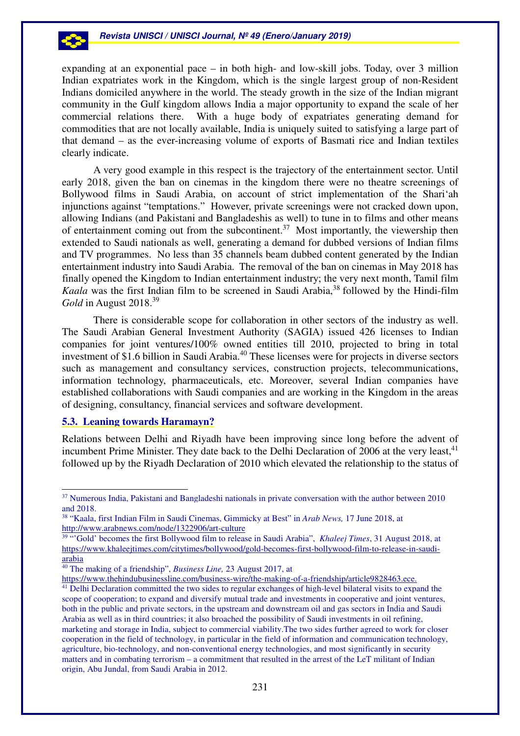expanding at an exponential pace – in both high- and low-skill jobs. Today, over 3 million Indian expatriates work in the Kingdom, which is the single largest group of non-Resident Indians domiciled anywhere in the world. The steady growth in the size of the Indian migrant community in the Gulf kingdom allows India a major opportunity to expand the scale of her commercial relations there. With a huge body of expatriates generating demand for commodities that are not locally available, India is uniquely suited to satisfying a large part of that demand – as the ever-increasing volume of exports of Basmati rice and Indian textiles clearly indicate.

A very good example in this respect is the trajectory of the entertainment sector. Until early 2018, given the ban on cinemas in the kingdom there were no theatre screenings of Bollywood films in Saudi Arabia, on account of strict implementation of the Shari'ah injunctions against "temptations." However, private screenings were not cracked down upon, allowing Indians (and Pakistani and Bangladeshis as well) to tune in to films and other means of entertainment coming out from the subcontinent.[37] Most importantly, the viewership then extended to Saudi nationals as well, generating a demand for dubbed versions of Indian films and TV programmes. No less than 35 channels beam dubbed content generated by the Indian entertainment industry into Saudi Arabia. The removal of the ban on cinemas in May 2018 has finally opened the Kingdom to Indian entertainment industry; the very next month, Tamil film *Kaala* was the first Indian film to be screened in Saudi Arabia,[38] followed by the Hindi-film *Gold* in August 2018.[39]

There is considerable scope for collaboration in other sectors of the industry as well. The Saudi Arabian General Investment Authority (SAGIA) issued 426 licenses to Indian companies for joint ventures/100% owned entities till 2010, projected to bring in total investment of $1.6 billion in Saudi Arabia.[40] These licenses were for projects in diverse sectors such as management and consultancy services, construction projects, telecommunications, information technology, pharmaceuticals, etc. Moreover, several Indian companies have established collaborations with Saudi companies and are working in the Kingdom in the areas of designing, consultancy, financial services and software development.

### 5.3. Leaning towards Haramayn?

Relations between Delhi and Riyadh have been improving since long before the advent of incumbent Prime Minister. They date back to the Delhi Declaration of 2006 at the very least,[41] followed up by the Riyadh Declaration of 2010 which elevated the relationship to the status of

---

[37] Numerous India, Pakistani and Bangladeshi nationals in private conversation with the author between 2010 and 2018.

[38] "Kaala, first Indian Film in Saudi Cinemas, Gimmicky at Best" in *Arab News,* 17 June 2018, at http://www.arabnews.com/node/1322906/art-culture

[39] "'Gold' becomes the first Bollywood film to release in Saudi Arabia", *Khaleej Times*, 31 August 2018, at https://www.khaleejtimes.com/citytimes/bollywood/gold-becomes-first-bollywood-film-to-release-in-saudi-arabia

[40] The making of a friendship", *Business Line,* 23 August 2017, at https://www.thehindubusinessline.com/business-wire/the-making-of-a-friendship/article9828463.ece.

[41] Delhi Declaration committed the two sides to regular exchanges of high-level bilateral visits to expand the scope of cooperation; to expand and diversify mutual trade and investments in cooperative and joint ventures, both in the public and private sectors, in the upstream and downstream oil and gas sectors in India and Saudi Arabia as well as in third countries; it also broached the possibility of Saudi investments in oil refining, marketing and storage in India, subject to commercial viability.The two sides further agreed to work for closer cooperation in the field of technology, in particular in the field of information and communication technology, agriculture, bio-technology, and non-conventional energy technologies, and most significantly in security matters and in combating terrorism – a commitment that resulted in the arrest of the LeT militant of Indian origin, Abu Jundal, from Saudi Arabia in 2012.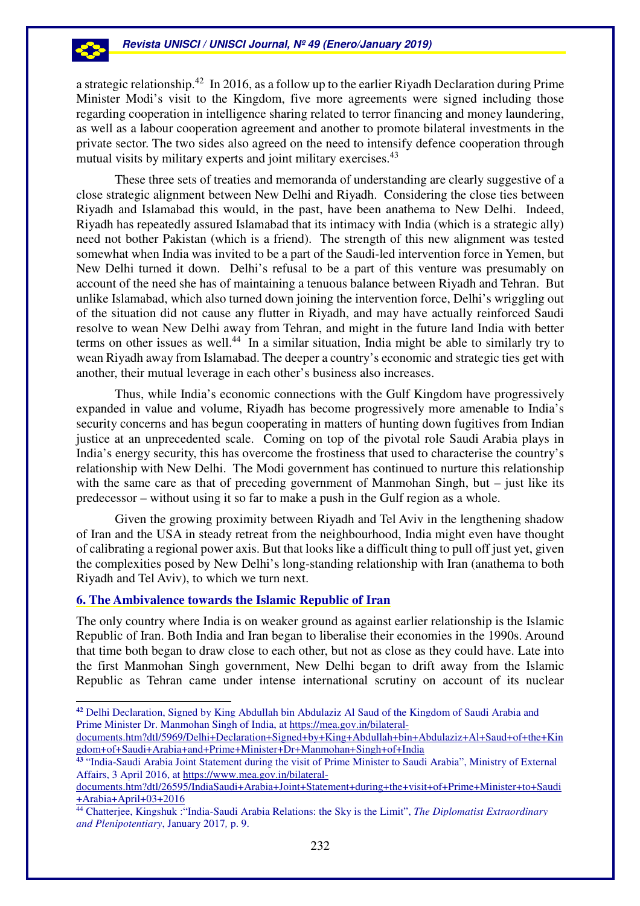a strategic relationship.[42] In 2016, as a follow up to the earlier Riyadh Declaration during Prime Minister Modi's visit to the Kingdom, five more agreements were signed including those regarding cooperation in intelligence sharing related to terror financing and money laundering, as well as a labour cooperation agreement and another to promote bilateral investments in the private sector. The two sides also agreed on the need to intensify defence cooperation through mutual visits by military experts and joint military exercises.[43]

These three sets of treaties and memoranda of understanding are clearly suggestive of a close strategic alignment between New Delhi and Riyadh. Considering the close ties between Riyadh and Islamabad this would, in the past, have been anathema to New Delhi. Indeed, Riyadh has repeatedly assured Islamabad that its intimacy with India (which is a strategic ally) need not bother Pakistan (which is a friend). The strength of this new alignment was tested somewhat when India was invited to be a part of the Saudi-led intervention force in Yemen, but New Delhi turned it down. Delhi's refusal to be a part of this venture was presumably on account of the need she has of maintaining a tenuous balance between Riyadh and Tehran. But unlike Islamabad, which also turned down joining the intervention force, Delhi's wriggling out of the situation did not cause any flutter in Riyadh, and may have actually reinforced Saudi resolve to wean New Delhi away from Tehran, and might in the future land India with better terms on other issues as well.[44] In a similar situation, India might be able to similarly try to wean Riyadh away from Islamabad. The deeper a country's economic and strategic ties get with another, their mutual leverage in each other's business also increases.

Thus, while India's economic connections with the Gulf Kingdom have progressively expanded in value and volume, Riyadh has become progressively more amenable to India's security concerns and has begun cooperating in matters of hunting down fugitives from Indian justice at an unprecedented scale. Coming on top of the pivotal role Saudi Arabia plays in India's energy security, this has overcome the frostiness that used to characterise the country's relationship with New Delhi. The Modi government has continued to nurture this relationship with the same care as that of preceding government of Manmohan Singh, but – just like its predecessor – without using it so far to make a push in the Gulf region as a whole.

Given the growing proximity between Riyadh and Tel Aviv in the lengthening shadow of Iran and the USA in steady retreat from the neighbourhood, India might even have thought of calibrating a regional power axis. But that looks like a difficult thing to pull off just yet, given the complexities posed by New Delhi's long-standing relationship with Iran (anathema to both Riyadh and Tel Aviv), to which we turn next.

## 6. The Ambivalence towards the Islamic Republic of Iran

The only country where India is on weaker ground as against earlier relationship is the Islamic Republic of Iran. Both India and Iran began to liberalise their economies in the 1990s. Around that time both began to draw close to each other, but not as close as they could have. Late into the first Manmohan Singh government, New Delhi began to drift away from the Islamic Republic as Tehran came under intense international scrutiny on account of its nuclear

---

[42] Delhi Declaration, Signed by King Abdullah bin Abdulaziz Al Saud of the Kingdom of Saudi Arabia and Prime Minister Dr. Manmohan Singh of India, at https://mea.gov.in/bilateral-documents.htm?dtl/5969/Delhi+Declaration+Signed+by+King+Abdullah+bin+Abdulaziz+Al+Saud+of+the+Kingdom+of+Saudi+Arabia+and+Prime+Minister+Dr+Manmohan+Singh+of+India

[43] "India-Saudi Arabia Joint Statement during the visit of Prime Minister to Saudi Arabia", Ministry of External Affairs, 3 April 2016, at https://www.mea.gov.in/bilateral-documents.htm?dtl/26595/IndiaSaudi+Arabia+Joint+Statement+during+the+visit+of+Prime+Minister+to+Saudi+Arabia+April+03+2016

[44] Chatterjee, Kingshuk :"India-Saudi Arabia Relations: the Sky is the Limit", *The Diplomatist Extraordinary and Plenipotentiary*, January 2017, p. 9.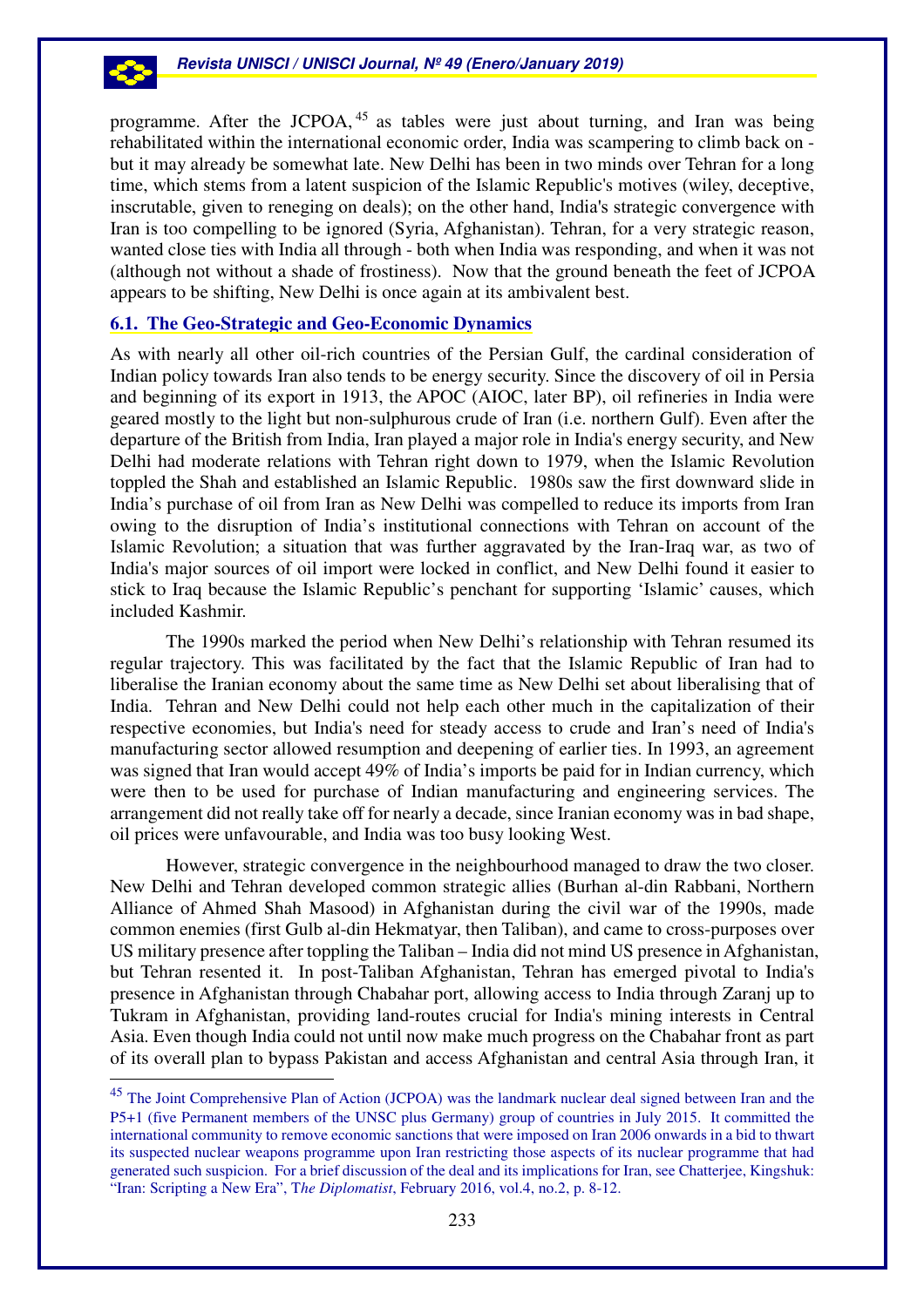programme. After the JCPOA,[45] as tables were just about turning, and Iran was being rehabilitated within the international economic order, India was scampering to climb back on - but it may already be somewhat late. New Delhi has been in two minds over Tehran for a long time, which stems from a latent suspicion of the Islamic Republic's motives (wiley, deceptive, inscrutable, given to reneging on deals); on the other hand, India's strategic convergence with Iran is too compelling to be ignored (Syria, Afghanistan). Tehran, for a very strategic reason, wanted close ties with India all through - both when India was responding, and when it was not (although not without a shade of frostiness). Now that the ground beneath the feet of JCPOA appears to be shifting, New Delhi is once again at its ambivalent best.

### 6.1. The Geo-Strategic and Geo-Economic Dynamics

As with nearly all other oil-rich countries of the Persian Gulf, the cardinal consideration of Indian policy towards Iran also tends to be energy security. Since the discovery of oil in Persia and beginning of its export in 1913, the APOC (AIOC, later BP), oil refineries in India were geared mostly to the light but non-sulphurous crude of Iran (i.e. northern Gulf). Even after the departure of the British from India, Iran played a major role in India's energy security, and New Delhi had moderate relations with Tehran right down to 1979, when the Islamic Revolution toppled the Shah and established an Islamic Republic. 1980s saw the first downward slide in India's purchase of oil from Iran as New Delhi was compelled to reduce its imports from Iran owing to the disruption of India's institutional connections with Tehran on account of the Islamic Revolution; a situation that was further aggravated by the Iran-Iraq war, as two of India's major sources of oil import were locked in conflict, and New Delhi found it easier to stick to Iraq because the Islamic Republic's penchant for supporting 'Islamic' causes, which included Kashmir.

The 1990s marked the period when New Delhi's relationship with Tehran resumed its regular trajectory. This was facilitated by the fact that the Islamic Republic of Iran had to liberalise the Iranian economy about the same time as New Delhi set about liberalising that of India. Tehran and New Delhi could not help each other much in the capitalization of their respective economies, but India's need for steady access to crude and Iran's need of India's manufacturing sector allowed resumption and deepening of earlier ties. In 1993, an agreement was signed that Iran would accept 49% of India's imports be paid for in Indian currency, which were then to be used for purchase of Indian manufacturing and engineering services. The arrangement did not really take off for nearly a decade, since Iranian economy was in bad shape, oil prices were unfavourable, and India was too busy looking West.

However, strategic convergence in the neighbourhood managed to draw the two closer. New Delhi and Tehran developed common strategic allies (Burhan al-din Rabbani, Northern Alliance of Ahmed Shah Masood) in Afghanistan during the civil war of the 1990s, made common enemies (first Gulb al-din Hekmatyar, then Taliban), and came to cross-purposes over US military presence after toppling the Taliban – India did not mind US presence in Afghanistan, but Tehran resented it. In post-Taliban Afghanistan, Tehran has emerged pivotal to India's presence in Afghanistan through Chabahar port, allowing access to India through Zaranj up to Tukram in Afghanistan, providing land-routes crucial for India's mining interests in Central Asia. Even though India could not until now make much progress on the Chabahar front as part of its overall plan to bypass Pakistan and access Afghanistan and central Asia through Iran, it

---

[45] The Joint Comprehensive Plan of Action (JCPOA) was the landmark nuclear deal signed between Iran and the P5+1 (five Permanent members of the UNSC plus Germany) group of countries in July 2015. It committed the international community to remove economic sanctions that were imposed on Iran 2006 onwards in a bid to thwart its suspected nuclear weapons programme upon Iran restricting those aspects of its nuclear programme that had generated such suspicion. For a brief discussion of the deal and its implications for Iran, see Chatterjee, Kingshuk: "Iran: Scripting a New Era", T*he Diplomatist*, February 2016, vol.4, no.2, p. 8-12.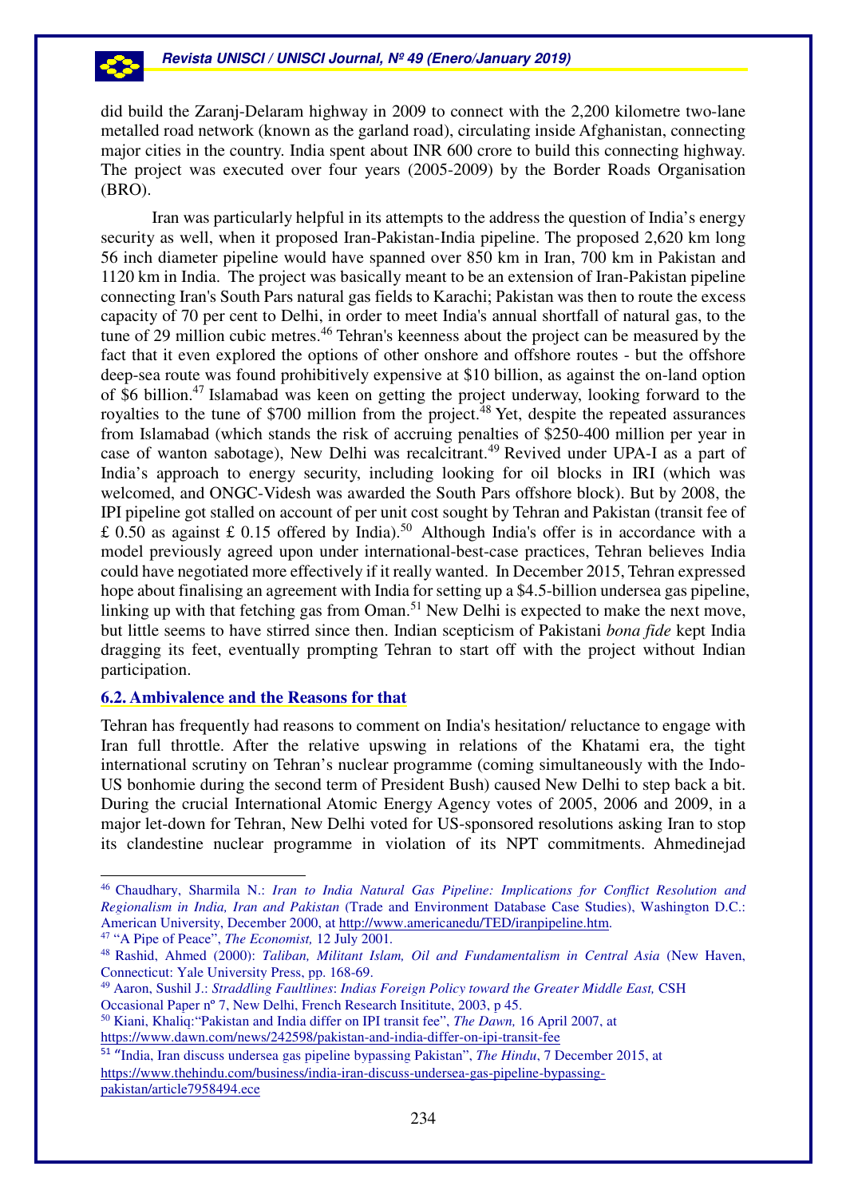did build the Zaranj-Delaram highway in 2009 to connect with the 2,200 kilometre two-lane metalled road network (known as the garland road), circulating inside Afghanistan, connecting major cities in the country. India spent about INR 600 crore to build this connecting highway. The project was executed over four years (2005-2009) by the Border Roads Organisation (BRO).

Iran was particularly helpful in its attempts to the address the question of India's energy security as well, when it proposed Iran-Pakistan-India pipeline. The proposed 2,620 km long 56 inch diameter pipeline would have spanned over 850 km in Iran, 700 km in Pakistan and 1120 km in India. The project was basically meant to be an extension of Iran-Pakistan pipeline connecting Iran's South Pars natural gas fields to Karachi; Pakistan was then to route the excess capacity of 70 per cent to Delhi, in order to meet India's annual shortfall of natural gas, to the tune of 29 million cubic metres.[46] Tehran's keenness about the project can be measured by the fact that it even explored the options of other onshore and offshore routes - but the offshore deep-sea route was found prohibitively expensive at $10 billion, as against the on-land option of $6 billion.[47] Islamabad was keen on getting the project underway, looking forward to the royalties to the tune of $700 million from the project.[48] Yet, despite the repeated assurances from Islamabad (which stands the risk of accruing penalties of $250-400 million per year in case of wanton sabotage), New Delhi was recalcitrant.[49] Revived under UPA-I as a part of India's approach to energy security, including looking for oil blocks in IRI (which was welcomed, and ONGC-Videsh was awarded the South Pars offshore block). But by 2008, the IPI pipeline got stalled on account of per unit cost sought by Tehran and Pakistan (transit fee of £ 0.50 as against £ 0.15 offered by India).[50] Although India's offer is in accordance with a model previously agreed upon under international-best-case practices, Tehran believes India could have negotiated more effectively if it really wanted. In December 2015, Tehran expressed hope about finalising an agreement with India for setting up a $4.5-billion undersea gas pipeline, linking up with that fetching gas from Oman.[51] New Delhi is expected to make the next move, but little seems to have stirred since then. Indian scepticism of Pakistani *bona fide* kept India dragging its feet, eventually prompting Tehran to start off with the project without Indian participation.

### 6.2. Ambivalence and the Reasons for that

Tehran has frequently had reasons to comment on India's hesitation/ reluctance to engage with Iran full throttle. After the relative upswing in relations of the Khatami era, the tight international scrutiny on Tehran's nuclear programme (coming simultaneously with the Indo-US bonhomie during the second term of President Bush) caused New Delhi to step back a bit. During the crucial International Atomic Energy Agency votes of 2005, 2006 and 2009, in a major let-down for Tehran, New Delhi voted for US-sponsored resolutions asking Iran to stop its clandestine nuclear programme in violation of its NPT commitments. Ahmedinejad

---

[46] Chaudhary, Sharmila N.: *Iran to India Natural Gas Pipeline: Implications for Conflict Resolution and Regionalism in India, Iran and Pakistan* (Trade and Environment Database Case Studies), Washington D.C.: American University, December 2000, at http://www.americanedu/TED/iranpipeline.htm.

[47] "A Pipe of Peace", *The Economist,* 12 July 2001.

[48] Rashid, Ahmed (2000): *Taliban, Militant Islam, Oil and Fundamentalism in Central Asia* (New Haven, Connecticut: Yale University Press, pp. 168-69.

[49] Aaron, Sushil J.: *Straddling Faultlines*: *Indias Foreign Policy toward the Greater Middle East,* CSH Occasional Paper nº 7, New Delhi, French Research Insititute, 2003, p 45.

[50] Kiani, Khaliq:"Pakistan and India differ on IPI transit fee", *The Dawn,* 16 April 2007, at https://www.dawn.com/news/242598/pakistan-and-india-differ-on-ipi-transit-fee

[51] "India, Iran discuss undersea gas pipeline bypassing Pakistan", *The Hindu*, 7 December 2015, at https://www.thehindu.com/business/india-iran-discuss-undersea-gas-pipeline-bypassing-pakistan/article7958494.ece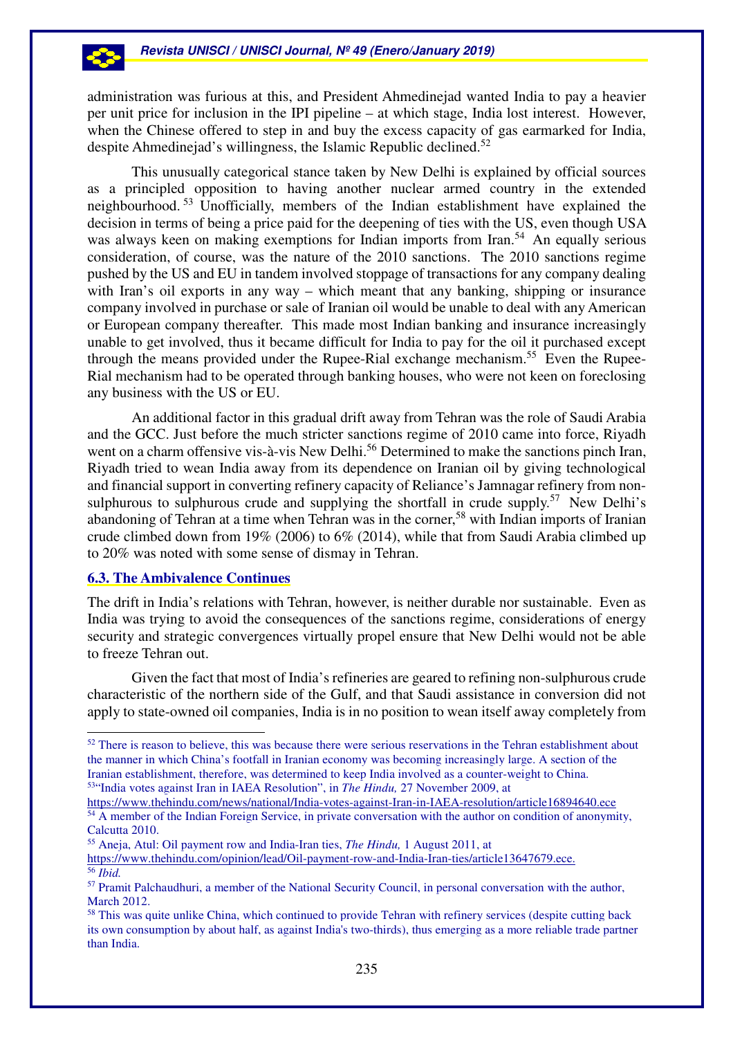administration was furious at this, and President Ahmedinejad wanted India to pay a heavier per unit price for inclusion in the IPI pipeline – at which stage, India lost interest. However, when the Chinese offered to step in and buy the excess capacity of gas earmarked for India, despite Ahmedinejad's willingness, the Islamic Republic declined.[52]

This unusually categorical stance taken by New Delhi is explained by official sources as a principled opposition to having another nuclear armed country in the extended neighbourhood.[53] Unofficially, members of the Indian establishment have explained the decision in terms of being a price paid for the deepening of ties with the US, even though USA was always keen on making exemptions for Indian imports from Iran.[54] An equally serious consideration, of course, was the nature of the 2010 sanctions. The 2010 sanctions regime pushed by the US and EU in tandem involved stoppage of transactions for any company dealing with Iran's oil exports in any way – which meant that any banking, shipping or insurance company involved in purchase or sale of Iranian oil would be unable to deal with any American or European company thereafter. This made most Indian banking and insurance increasingly unable to get involved, thus it became difficult for India to pay for the oil it purchased except through the means provided under the Rupee-Rial exchange mechanism.[55] Even the Rupee-Rial mechanism had to be operated through banking houses, who were not keen on foreclosing any business with the US or EU.

An additional factor in this gradual drift away from Tehran was the role of Saudi Arabia and the GCC. Just before the much stricter sanctions regime of 2010 came into force, Riyadh went on a charm offensive vis-à-vis New Delhi.[56] Determined to make the sanctions pinch Iran, Riyadh tried to wean India away from its dependence on Iranian oil by giving technological and financial support in converting refinery capacity of Reliance's Jamnagar refinery from non-sulphurous to sulphurous crude and supplying the shortfall in crude supply.[57] New Delhi's abandoning of Tehran at a time when Tehran was in the corner,[58] with Indian imports of Iranian crude climbed down from 19% (2006) to 6% (2014), while that from Saudi Arabia climbed up to 20% was noted with some sense of dismay in Tehran.

### 6.3. The Ambivalence Continues

The drift in India's relations with Tehran, however, is neither durable nor sustainable. Even as India was trying to avoid the consequences of the sanctions regime, considerations of energy security and strategic convergences virtually propel ensure that New Delhi would not be able to freeze Tehran out.

Given the fact that most of India's refineries are geared to refining non-sulphurous crude characteristic of the northern side of the Gulf, and that Saudi assistance in conversion did not apply to state-owned oil companies, India is in no position to wean itself away completely from

---

[52] There is reason to believe, this was because there were serious reservations in the Tehran establishment about the manner in which China's footfall in Iranian economy was becoming increasingly large. A section of the Iranian establishment, therefore, was determined to keep India involved as a counter-weight to China.

[53] "India votes against Iran in IAEA Resolution", in *The Hindu,* 27 November 2009, at https://www.thehindu.com/news/national/India-votes-against-Iran-in-IAEA-resolution/article16894640.ece

[54] A member of the Indian Foreign Service, in private conversation with the author on condition of anonymity, Calcutta 2010.

[55] Aneja, Atul: Oil payment row and India-Iran ties, *The Hindu,* 1 August 2011, at https://www.thehindu.com/opinion/lead/Oil-payment-row-and-India-Iran-ties/article13647679.ece.

[56] *Ibid.*

[57] Pramit Palchaudhuri, a member of the National Security Council, in personal conversation with the author, March 2012.

[58] This was quite unlike China, which continued to provide Tehran with refinery services (despite cutting back its own consumption by about half, as against India's two-thirds), thus emerging as a more reliable trade partner than India.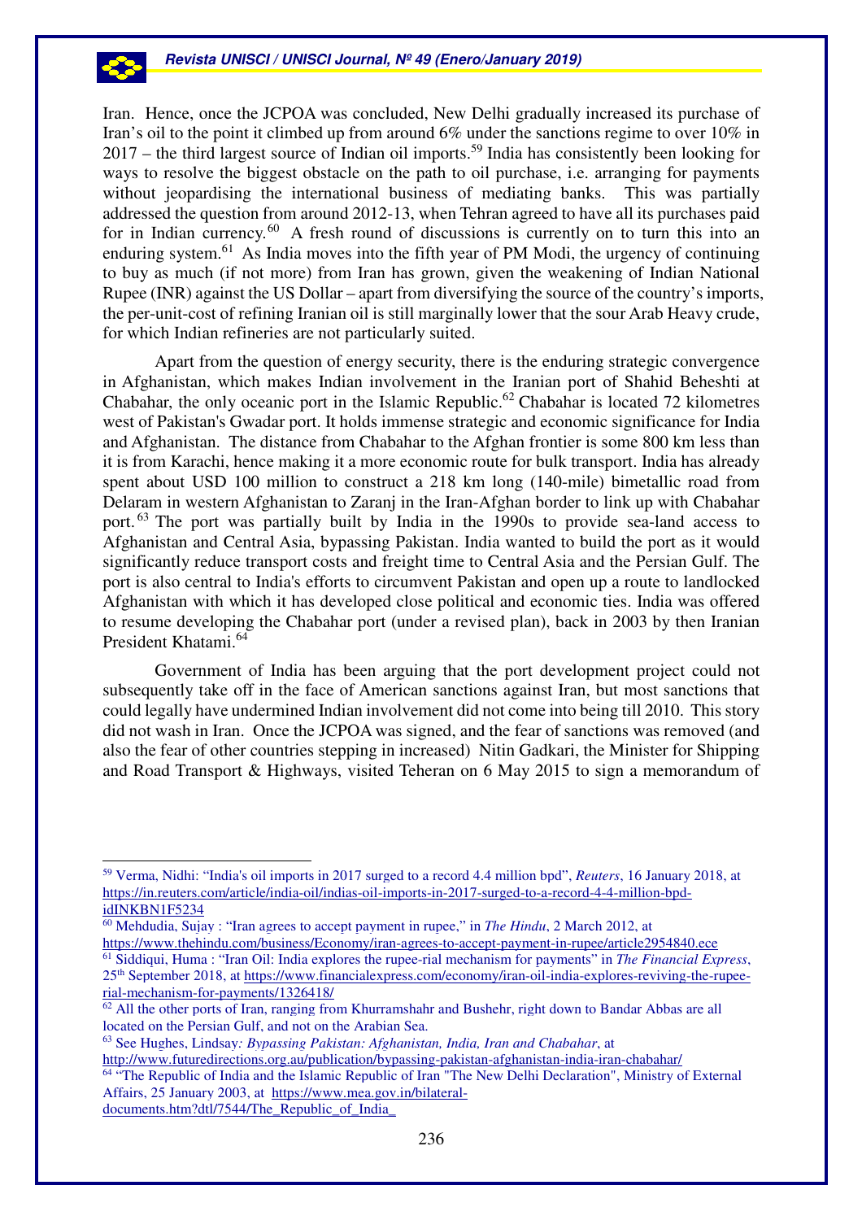Iran. Hence, once the JCPOA was concluded, New Delhi gradually increased its purchase of Iran's oil to the point it climbed up from around 6% under the sanctions regime to over 10% in 2017 – the third largest source of Indian oil imports.[59] India has consistently been looking for ways to resolve the biggest obstacle on the path to oil purchase, i.e. arranging for payments without jeopardising the international business of mediating banks. This was partially addressed the question from around 2012-13, when Tehran agreed to have all its purchases paid for in Indian currency.[60] A fresh round of discussions is currently on to turn this into an enduring system.[61] As India moves into the fifth year of PM Modi, the urgency of continuing to buy as much (if not more) from Iran has grown, given the weakening of Indian National Rupee (INR) against the US Dollar – apart from diversifying the source of the country's imports, the per-unit-cost of refining Iranian oil is still marginally lower that the sour Arab Heavy crude, for which Indian refineries are not particularly suited.

Apart from the question of energy security, there is the enduring strategic convergence in Afghanistan, which makes Indian involvement in the Iranian port of Shahid Beheshti at Chabahar, the only oceanic port in the Islamic Republic.[62] Chabahar is located 72 kilometres west of Pakistan's Gwadar port. It holds immense strategic and economic significance for India and Afghanistan. The distance from Chabahar to the Afghan frontier is some 800 km less than it is from Karachi, hence making it a more economic route for bulk transport. India has already spent about USD 100 million to construct a 218 km long (140-mile) bimetallic road from Delaram in western Afghanistan to Zaranj in the Iran-Afghan border to link up with Chabahar port.[63] The port was partially built by India in the 1990s to provide sea-land access to Afghanistan and Central Asia, bypassing Pakistan. India wanted to build the port as it would significantly reduce transport costs and freight time to Central Asia and the Persian Gulf. The port is also central to India's efforts to circumvent Pakistan and open up a route to landlocked Afghanistan with which it has developed close political and economic ties. India was offered to resume developing the Chabahar port (under a revised plan), back in 2003 by then Iranian President Khatami.[64]

Government of India has been arguing that the port development project could not subsequently take off in the face of American sanctions against Iran, but most sanctions that could legally have undermined Indian involvement did not come into being till 2010. This story did not wash in Iran. Once the JCPOA was signed, and the fear of sanctions was removed (and also the fear of other countries stepping in increased) Nitin Gadkari, the Minister for Shipping and Road Transport & Highways, visited Teheran on 6 May 2015 to sign a memorandum of

---

[59] Verma, Nidhi: "India's oil imports in 2017 surged to a record 4.4 million bpd", *Reuters*, 16 January 2018, at https://in.reuters.com/article/india-oil/indias-oil-imports-in-2017-surged-to-a-record-4-4-million-bpd-idINKBN1F5234

[60] Mehdudia, Sujay : "Iran agrees to accept payment in rupee," in *The Hindu*, 2 March 2012, at https://www.thehindu.com/business/Economy/iran-agrees-to-accept-payment-in-rupee/article2954840.ece

[61] Siddiqui, Huma : "Iran Oil: India explores the rupee-rial mechanism for payments" in *The Financial Express*, 25th September 2018, at https://www.financialexpress.com/economy/iran-oil-india-explores-reviving-the-rupee-rial-mechanism-for-payments/1326418/

[62] All the other ports of Iran, ranging from Khurramshahr and Bushehr, right down to Bandar Abbas are all located on the Persian Gulf, and not on the Arabian Sea.

[63] See Hughes, Lindsay*: Bypassing Pakistan: Afghanistan, India, Iran and Chabahar*, at http://www.futuredirections.org.au/publication/bypassing-pakistan-afghanistan-india-iran-chabahar/

[64] "The Republic of India and the Islamic Republic of Iran "The New Delhi Declaration", Ministry of External Affairs, 25 January 2003, at https://www.mea.gov.in/bilateral-documents.htm?dtl/7544/The_Republic_of_India_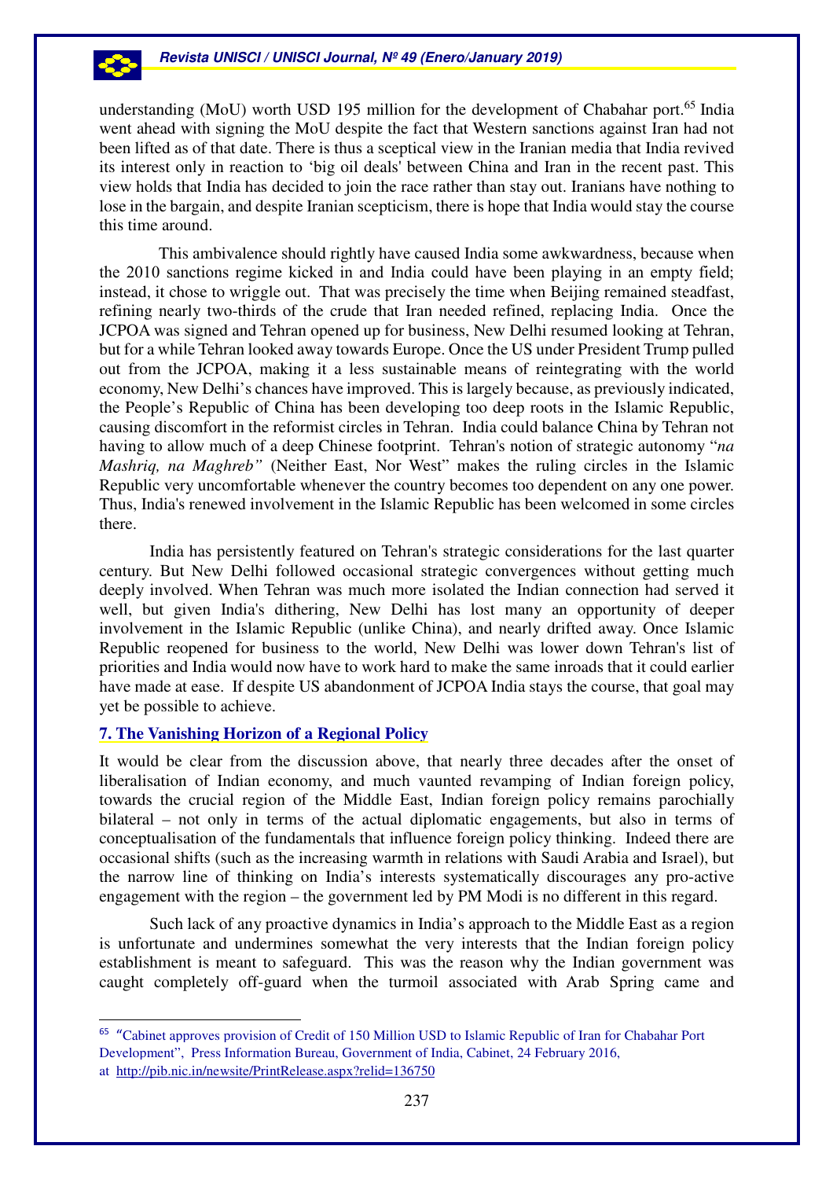understanding (MoU) worth USD 195 million for the development of Chabahar port.[65] India went ahead with signing the MoU despite the fact that Western sanctions against Iran had not been lifted as of that date. There is thus a sceptical view in the Iranian media that India revived its interest only in reaction to 'big oil deals' between China and Iran in the recent past. This view holds that India has decided to join the race rather than stay out. Iranians have nothing to lose in the bargain, and despite Iranian scepticism, there is hope that India would stay the course this time around.

This ambivalence should rightly have caused India some awkwardness, because when the 2010 sanctions regime kicked in and India could have been playing in an empty field; instead, it chose to wriggle out. That was precisely the time when Beijing remained steadfast, refining nearly two-thirds of the crude that Iran needed refined, replacing India. Once the JCPOA was signed and Tehran opened up for business, New Delhi resumed looking at Tehran, but for a while Tehran looked away towards Europe. Once the US under President Trump pulled out from the JCPOA, making it a less sustainable means of reintegrating with the world economy, New Delhi's chances have improved. This is largely because, as previously indicated, the People's Republic of China has been developing too deep roots in the Islamic Republic, causing discomfort in the reformist circles in Tehran. India could balance China by Tehran not having to allow much of a deep Chinese footprint. Tehran's notion of strategic autonomy "*na Mashriq, na Maghreb"* (Neither East, Nor West" makes the ruling circles in the Islamic Republic very uncomfortable whenever the country becomes too dependent on any one power. Thus, India's renewed involvement in the Islamic Republic has been welcomed in some circles there.

India has persistently featured on Tehran's strategic considerations for the last quarter century. But New Delhi followed occasional strategic convergences without getting much deeply involved. When Tehran was much more isolated the Indian connection had served it well, but given India's dithering, New Delhi has lost many an opportunity of deeper involvement in the Islamic Republic (unlike China), and nearly drifted away. Once Islamic Republic reopened for business to the world, New Delhi was lower down Tehran's list of priorities and India would now have to work hard to make the same inroads that it could earlier have made at ease. If despite US abandonment of JCPOA India stays the course, that goal may yet be possible to achieve.

## 7. The Vanishing Horizon of a Regional Policy

It would be clear from the discussion above, that nearly three decades after the onset of liberalisation of Indian economy, and much vaunted revamping of Indian foreign policy, towards the crucial region of the Middle East, Indian foreign policy remains parochially bilateral – not only in terms of the actual diplomatic engagements, but also in terms of conceptualisation of the fundamentals that influence foreign policy thinking. Indeed there are occasional shifts (such as the increasing warmth in relations with Saudi Arabia and Israel), but the narrow line of thinking on India's interests systematically discourages any pro-active engagement with the region – the government led by PM Modi is no different in this regard.

Such lack of any proactive dynamics in India's approach to the Middle East as a region is unfortunate and undermines somewhat the very interests that the Indian foreign policy establishment is meant to safeguard. This was the reason why the Indian government was caught completely off-guard when the turmoil associated with Arab Spring came and

---

[65] "Cabinet approves provision of Credit of 150 Million USD to Islamic Republic of Iran for Chabahar Port Development", Press Information Bureau, Government of India, Cabinet, 24 February 2016, at http://pib.nic.in/newsite/PrintRelease.aspx?relid=136750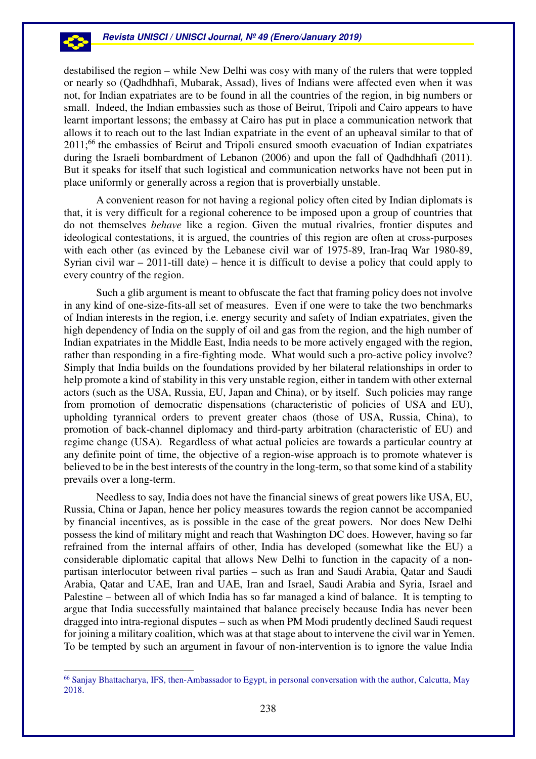destabilised the region – while New Delhi was cosy with many of the rulers that were toppled or nearly so (Qadhdhhafi, Mubarak, Assad), lives of Indians were affected even when it was not, for Indian expatriates are to be found in all the countries of the region, in big numbers or small. Indeed, the Indian embassies such as those of Beirut, Tripoli and Cairo appears to have learnt important lessons; the embassy at Cairo has put in place a communication network that allows it to reach out to the last Indian expatriate in the event of an upheaval similar to that of 2011;[66] the embassies of Beirut and Tripoli ensured smooth evacuation of Indian expatriates during the Israeli bombardment of Lebanon (2006) and upon the fall of Qadhdhhafi (2011). But it speaks for itself that such logistical and communication networks have not been put in place uniformly or generally across a region that is proverbially unstable.

A convenient reason for not having a regional policy often cited by Indian diplomats is that, it is very difficult for a regional coherence to be imposed upon a group of countries that do not themselves *behave* like a region. Given the mutual rivalries, frontier disputes and ideological contestations, it is argued, the countries of this region are often at cross-purposes with each other (as evinced by the Lebanese civil war of 1975-89, Iran-Iraq War 1980-89, Syrian civil war – 2011-till date) – hence it is difficult to devise a policy that could apply to every country of the region.

Such a glib argument is meant to obfuscate the fact that framing policy does not involve in any kind of one-size-fits-all set of measures. Even if one were to take the two benchmarks of Indian interests in the region, i.e. energy security and safety of Indian expatriates, given the high dependency of India on the supply of oil and gas from the region, and the high number of Indian expatriates in the Middle East, India needs to be more actively engaged with the region, rather than responding in a fire-fighting mode. What would such a pro-active policy involve? Simply that India builds on the foundations provided by her bilateral relationships in order to help promote a kind of stability in this very unstable region, either in tandem with other external actors (such as the USA, Russia, EU, Japan and China), or by itself. Such policies may range from promotion of democratic dispensations (characteristic of policies of USA and EU), upholding tyrannical orders to prevent greater chaos (those of USA, Russia, China), to promotion of back-channel diplomacy and third-party arbitration (characteristic of EU) and regime change (USA). Regardless of what actual policies are towards a particular country at any definite point of time, the objective of a region-wise approach is to promote whatever is believed to be in the best interests of the country in the long-term, so that some kind of a stability prevails over a long-term.

Needless to say, India does not have the financial sinews of great powers like USA, EU, Russia, China or Japan, hence her policy measures towards the region cannot be accompanied by financial incentives, as is possible in the case of the great powers. Nor does New Delhi possess the kind of military might and reach that Washington DC does. However, having so far refrained from the internal affairs of other, India has developed (somewhat like the EU) a considerable diplomatic capital that allows New Delhi to function in the capacity of a non-partisan interlocutor between rival parties – such as Iran and Saudi Arabia, Qatar and Saudi Arabia, Qatar and UAE, Iran and UAE, Iran and Israel, Saudi Arabia and Syria, Israel and Palestine – between all of which India has so far managed a kind of balance. It is tempting to argue that India successfully maintained that balance precisely because India has never been dragged into intra-regional disputes – such as when PM Modi prudently declined Saudi request for joining a military coalition, which was at that stage about to intervene the civil war in Yemen. To be tempted by such an argument in favour of non-intervention is to ignore the value India

[66] Sanjay Bhattacharya, IFS, then-Ambassador to Egypt, in personal conversation with the author, Calcutta, May 2018.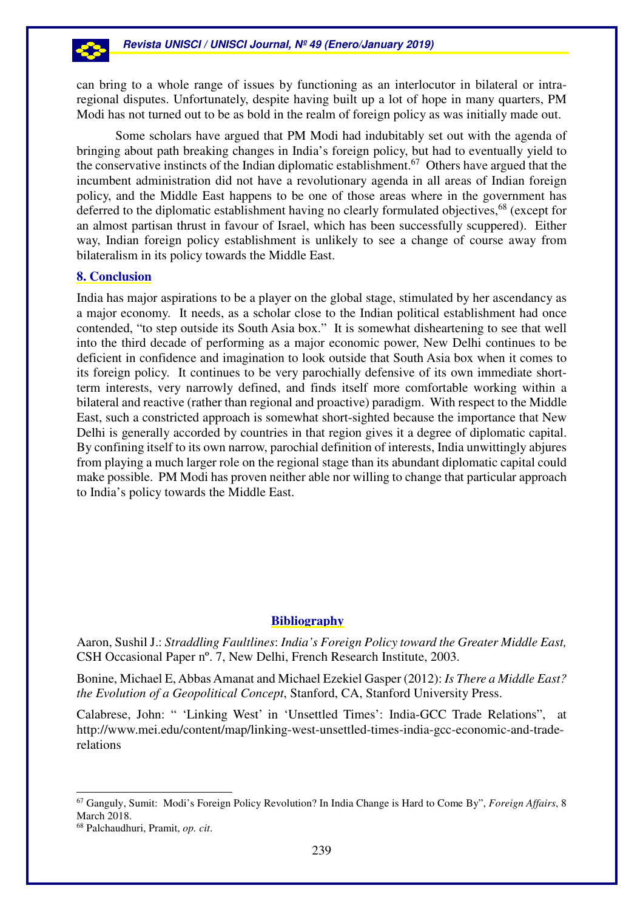can bring to a whole range of issues by functioning as an interlocutor in bilateral or intra-regional disputes. Unfortunately, despite having built up a lot of hope in many quarters, PM Modi has not turned out to be as bold in the realm of foreign policy as was initially made out.

Some scholars have argued that PM Modi had indubitably set out with the agenda of bringing about path breaking changes in India's foreign policy, but had to eventually yield to the conservative instincts of the Indian diplomatic establishment.[67] Others have argued that the incumbent administration did not have a revolutionary agenda in all areas of Indian foreign policy, and the Middle East happens to be one of those areas where in the government has deferred to the diplomatic establishment having no clearly formulated objectives,[68] (except for an almost partisan thrust in favour of Israel, which has been successfully scuppered). Either way, Indian foreign policy establishment is unlikely to see a change of course away from bilateralism in its policy towards the Middle East.

## 8. Conclusion

India has major aspirations to be a player on the global stage, stimulated by her ascendancy as a major economy. It needs, as a scholar close to the Indian political establishment had once contended, "to step outside its South Asia box." It is somewhat disheartening to see that well into the third decade of performing as a major economic power, New Delhi continues to be deficient in confidence and imagination to look outside that South Asia box when it comes to its foreign policy. It continues to be very parochially defensive of its own immediate short-term interests, very narrowly defined, and finds itself more comfortable working within a bilateral and reactive (rather than regional and proactive) paradigm. With respect to the Middle East, such a constricted approach is somewhat short-sighted because the importance that New Delhi is generally accorded by countries in that region gives it a degree of diplomatic capital. By confining itself to its own narrow, parochial definition of interests, India unwittingly abjures from playing a much larger role on the regional stage than its abundant diplomatic capital could make possible. PM Modi has proven neither able nor willing to change that particular approach to India's policy towards the Middle East.

## Bibliography

Aaron, Sushil J.: *Straddling Faultlines*: *India's Foreign Policy toward the Greater Middle East,* CSH Occasional Paper nº. 7, New Delhi, French Research Institute, 2003.

Bonine, Michael E, Abbas Amanat and Michael Ezekiel Gasper (2012): *Is There a Middle East? the Evolution of a Geopolitical Concept*, Stanford, CA, Stanford University Press.

Calabrese, John: " 'Linking West' in 'Unsettled Times': India-GCC Trade Relations", at http://www.mei.edu/content/map/linking-west-unsettled-times-india-gcc-economic-and-trade-relations

---

[67] Ganguly, Sumit: Modi's Foreign Policy Revolution? In India Change is Hard to Come By", *Foreign Affairs*, 8 March 2018.

[68] Palchaudhuri, Pramit, *op. cit*.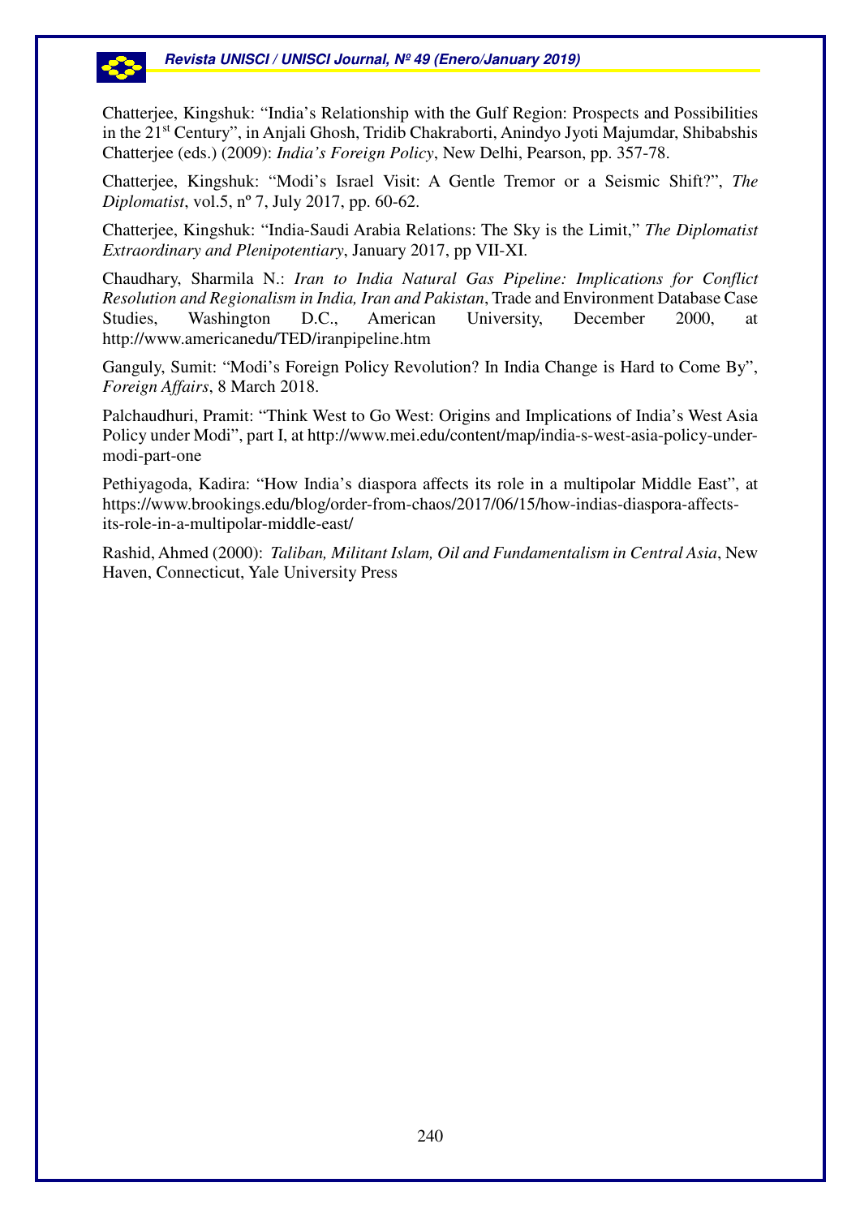Chatterjee, Kingshuk: "India's Relationship with the Gulf Region: Prospects and Possibilities in the 21st Century", in Anjali Ghosh, Tridib Chakraborti, Anindyo Jyoti Majumdar, Shibabshis Chatterjee (eds.) (2009): *India's Foreign Policy*, New Delhi, Pearson, pp. 357-78.

Chatterjee, Kingshuk: "Modi's Israel Visit: A Gentle Tremor or a Seismic Shift?", *The Diplomatist*, vol.5, nº 7, July 2017, pp. 60-62.

Chatterjee, Kingshuk: "India-Saudi Arabia Relations: The Sky is the Limit," *The Diplomatist Extraordinary and Plenipotentiary*, January 2017, pp VII-XI.

Chaudhary, Sharmila N.: *Iran to India Natural Gas Pipeline: Implications for Conflict Resolution and Regionalism in India, Iran and Pakistan*, Trade and Environment Database Case Studies, Washington D.C., American University, December 2000, at http://www.americanedu/TED/iranpipeline.htm

Ganguly, Sumit: "Modi's Foreign Policy Revolution? In India Change is Hard to Come By", *Foreign Affairs*, 8 March 2018.

Palchaudhuri, Pramit: "Think West to Go West: Origins and Implications of India's West Asia Policy under Modi", part I, at http://www.mei.edu/content/map/india-s-west-asia-policy-under-modi-part-one

Pethiyagoda, Kadira: "How India's diaspora affects its role in a multipolar Middle East", at https://www.brookings.edu/blog/order-from-chaos/2017/06/15/how-indias-diaspora-affects-its-role-in-a-multipolar-middle-east/

Rashid, Ahmed (2000): *Taliban, Militant Islam, Oil and Fundamentalism in Central Asia*, New Haven, Connecticut, Yale University Press